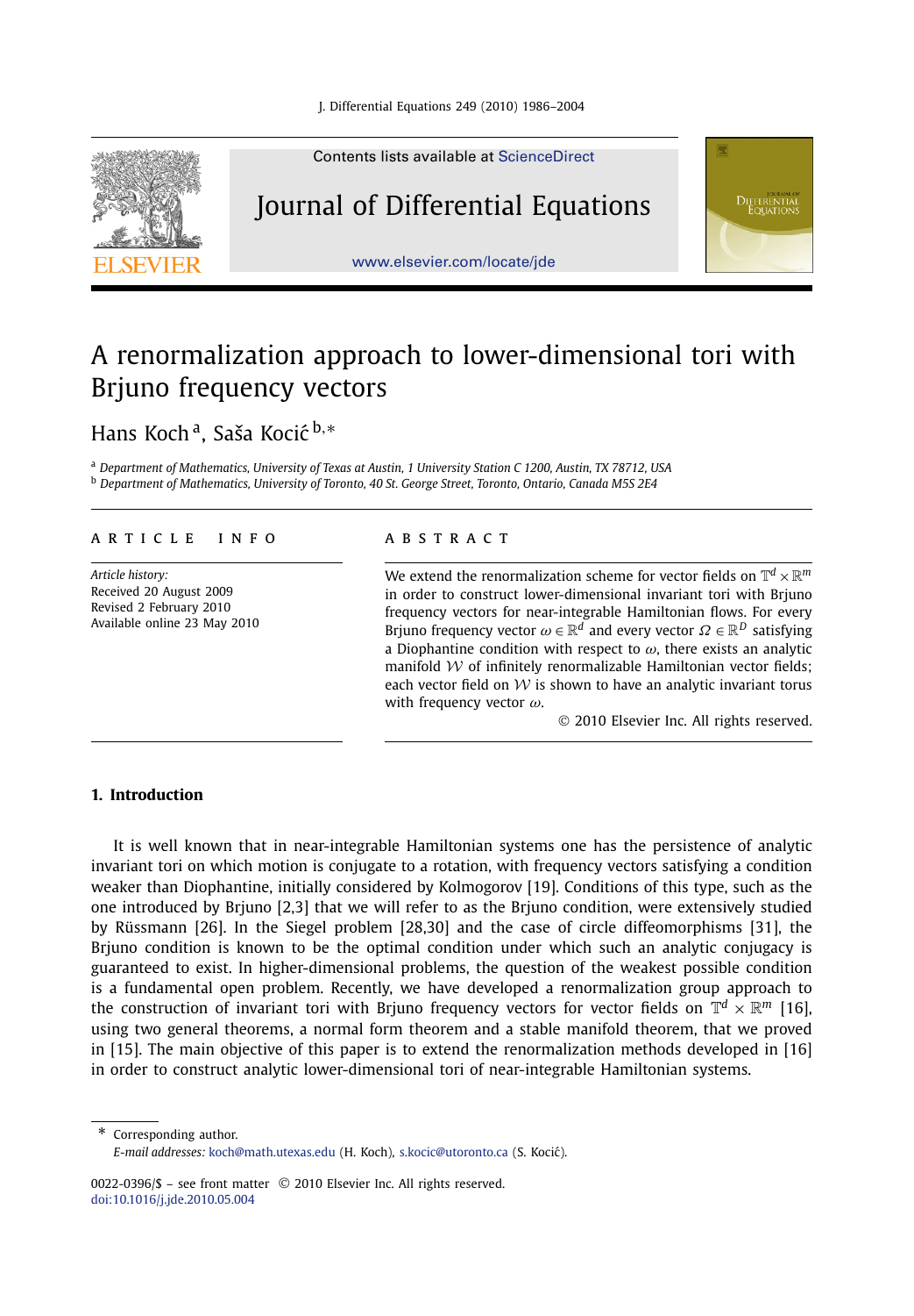Contents lists available at ScienceDirect

# Journal of Differential Equations

www.elsevier.com/locate/jde

# A renormalization approach to lower-dimensional tori with Brjuno frequency vectors

Hans Koch [a], Saša Kocić [b,*]

[a] *Department of Mathematics, University of Texas at Austin, 1 University Station C 1200, Austin, TX 78712, USA*
[b] *Department of Mathematics, University of Toronto, 40 St. George Street, Toronto, Ontario, Canada M5S 2E4*

**ARTICLE INFO**

*Article history:*
Received 20 August 2009
Revised 2 February 2010
Available online 23 May 2010

**ABSTRACT**

We extend the renormalization scheme for vector fields on $\mathbb{T}^d \times \mathbb{R}^m$ in order to construct lower-dimensional invariant tori with Brjuno frequency vectors for near-integrable Hamiltonian flows. For every Brjuno frequency vector $\omega \in \mathbb{R}^d$ and every vector $\Omega \in \mathbb{R}^D$ satisfying a Diophantine condition with respect to $\omega$, there exists an analytic manifold $\mathcal{W}$ of infinitely renormalizable Hamiltonian vector fields; each vector field on $\mathcal{W}$ is shown to have an analytic invariant torus with frequency vector $\omega$.

© 2010 Elsevier Inc. All rights reserved.

## 1. Introduction

It is well known that in near-integrable Hamiltonian systems one has the persistence of analytic invariant tori on which motion is conjugate to a rotation, with frequency vectors satisfying a condition weaker than Diophantine, initially considered by Kolmogorov [19]. Conditions of this type, such as the one introduced by Brjuno [2,3] that we will refer to as the Brjuno condition, were extensively studied by Rüssmann [26]. In the Siegel problem [28,30] and the case of circle diffeomorphisms [31], the Brjuno condition is known to be the optimal condition under which such an analytic conjugacy is guaranteed to exist. In higher-dimensional problems, the question of the weakest possible condition is a fundamental open problem. Recently, we have developed a renormalization group approach to the construction of invariant tori with Brjuno frequency vectors for vector fields on $\mathbb{T}^d \times \mathbb{R}^m$ [16], using two general theorems, a normal form theorem and a stable manifold theorem, that we proved in [15]. The main objective of this paper is to extend the renormalization methods developed in [16] in order to construct analytic lower-dimensional tori of near-integrable Hamiltonian systems.

* Corresponding author.
*E-mail addresses:* koch@math.utexas.edu (H. Koch), s.kocic@utoronto.ca (S. Kocić).

0022-0396/$ – see front matter © 2010 Elsevier Inc. All rights reserved.
doi:10.1016/j.jde.2010.05.004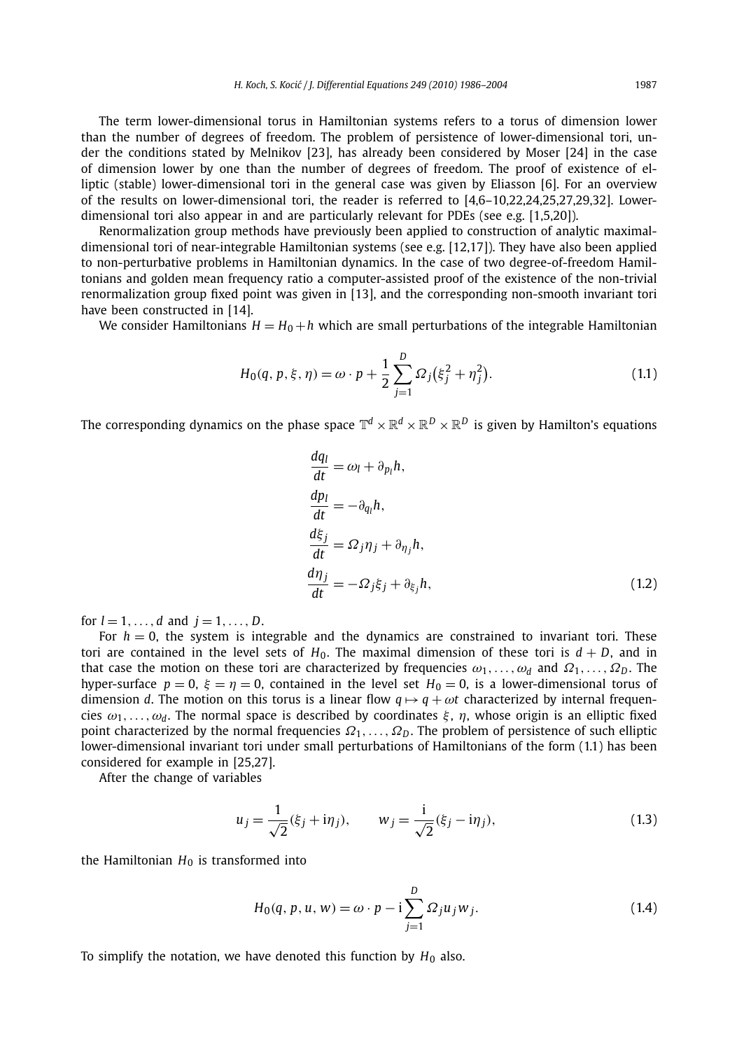The term lower-dimensional torus in Hamiltonian systems refers to a torus of dimension lower than the number of degrees of freedom. The problem of persistence of lower-dimensional tori, under the conditions stated by Melnikov [23], has already been considered by Moser [24] in the case of dimension lower by one than the number of degrees of freedom. The proof of existence of elliptic (stable) lower-dimensional tori in the general case was given by Eliasson [6]. For an overview of the results on lower-dimensional tori, the reader is referred to [4,6–10,22,24,25,27,29,32]. Lower-dimensional tori also appear in and are particularly relevant for PDEs (see e.g. [1,5,20]).

Renormalization group methods have previously been applied to construction of analytic maximal-dimensional tori of near-integrable Hamiltonian systems (see e.g. [12,17]). They have also been applied to non-perturbative problems in Hamiltonian dynamics. In the case of two degree-of-freedom Hamiltonians and golden mean frequency ratio a computer-assisted proof of the existence of the non-trivial renormalization group fixed point was given in [13], and the corresponding non-smooth invariant tori have been constructed in [14].

We consider Hamiltonians $H = H_0 + h$ which are small perturbations of the integrable Hamiltonian

$$H_0(q, p, \xi, \eta) = \omega \cdot p + \frac{1}{2} \sum_{j=1}^{D} \Omega_j \left( \xi_j^2 + \eta_j^2 \right). \tag{1.1}$$

The corresponding dynamics on the phase space $\mathbb{T}^d \times \mathbb{R}^d \times \mathbb{R}^D \times \mathbb{R}^D$ is given by Hamilton's equations

$$\begin{aligned}
\frac{dq_l}{dt} &= \omega_l + \partial_{p_l} h, \\
\frac{dp_l}{dt} &= -\partial_{q_l} h, \\
\frac{d\xi_j}{dt} &= \Omega_j \eta_j + \partial_{\eta_j} h, \\
\frac{d\eta_j}{dt} &= -\Omega_j \xi_j + \partial_{\xi_j} h,
\end{aligned} \tag{1.2}$$

for $l = 1, \ldots, d$ and $j = 1, \ldots, D$.

For $h = 0$, the system is integrable and the dynamics are constrained to invariant tori. These tori are contained in the level sets of $H_0$. The maximal dimension of these tori is $d + D$, and in that case the motion on these tori are characterized by frequencies $\omega_1, \ldots, \omega_d$ and $\Omega_1, \ldots, \Omega_D$. The hyper-surface $p = 0$, $\xi = \eta = 0$, contained in the level set $H_0 = 0$, is a lower-dimensional torus of dimension $d$. The motion on this torus is a linear flow $q \mapsto q + \omega t$ characterized by internal frequencies $\omega_1, \ldots, \omega_d$. The normal space is described by coordinates $\xi$, $\eta$, whose origin is an elliptic fixed point characterized by the normal frequencies $\Omega_1, \ldots, \Omega_D$. The problem of persistence of such elliptic lower-dimensional invariant tori under small perturbations of Hamiltonians of the form (1.1) has been considered for example in [25,27].

After the change of variables

$$u_j = \frac{1}{\sqrt{2}} (\xi_j + \mathrm{i}\eta_j), \qquad w_j = \frac{\mathrm{i}}{\sqrt{2}} (\xi_j - \mathrm{i}\eta_j), \tag{1.3}$$

the Hamiltonian $H_0$ is transformed into

$$H_0(q, p, u, w) = \omega \cdot p - \mathrm{i} \sum_{j=1}^{D} \Omega_j u_j w_j. \tag{1.4}$$

To simplify the notation, we have denoted this function by $H_0$ also.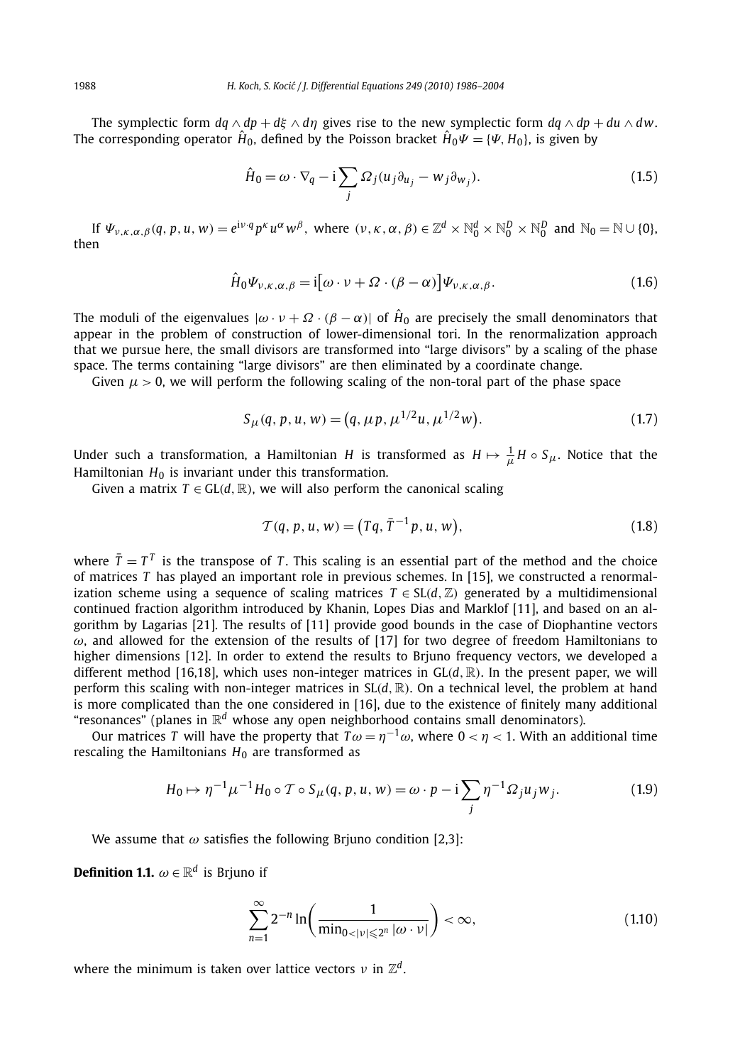The symplectic form $dq \wedge dp + d\xi \wedge d\eta$ gives rise to the new symplectic form $dq \wedge dp + du \wedge dw$. The corresponding operator $\hat{H}_0$, defined by the Poisson bracket $\hat{H}_0 \Psi = \{\Psi, H_0\}$, is given by

$$\hat{H}_0 = \omega \cdot \nabla_q - \mathrm{i} \sum_j \Omega_j (u_j \partial_{u_j} - w_j \partial_{w_j}). \tag{1.5}$$

If $\Psi_{\nu,\kappa,\alpha,\beta}(q, p, u, w) = e^{\mathrm{i}\nu \cdot q} p^\kappa u^\alpha w^\beta$, where $(\nu, \kappa, \alpha, \beta) \in \mathbb{Z}^d \times \mathbb{N}_0^d \times \mathbb{N}_0^D \times \mathbb{N}_0^D$ and $\mathbb{N}_0 = \mathbb{N} \cup \{0\}$, then

$$\hat{H}_0 \Psi_{\nu,\kappa,\alpha,\beta} = \mathrm{i}\big[\omega \cdot \nu + \Omega \cdot (\beta - \alpha)\big] \Psi_{\nu,\kappa,\alpha,\beta}. \tag{1.6}$$

The moduli of the eigenvalues $|\omega \cdot \nu + \Omega \cdot (\beta - \alpha)|$ of $\hat{H}_0$ are precisely the small denominators that appear in the problem of construction of lower-dimensional tori. In the renormalization approach that we pursue here, the small divisors are transformed into "large divisors" by a scaling of the phase space. The terms containing "large divisors" are then eliminated by a coordinate change.

Given $\mu > 0$, we will perform the following scaling of the non-toral part of the phase space

$$S_\mu(q, p, u, w) = \big(q, \mu p, \mu^{1/2} u, \mu^{1/2} w\big). \tag{1.7}$$

Under such a transformation, a Hamiltonian $H$ is transformed as $H \mapsto \frac{1}{\mu} H \circ S_\mu$. Notice that the Hamiltonian $H_0$ is invariant under this transformation.

Given a matrix $T \in \mathrm{GL}(d, \mathbb{R})$, we will also perform the canonical scaling

$$\mathcal{T}(q, p, u, w) = \big(Tq, \bar{T}^{-1} p, u, w\big), \tag{1.8}$$

where $\bar{T} = T^T$ is the transpose of $T$. This scaling is an essential part of the method and the choice of matrices $T$ has played an important role in previous schemes. In [15], we constructed a renormalization scheme using a sequence of scaling matrices $T \in \mathrm{SL}(d, \mathbb{Z})$ generated by a multidimensional continued fraction algorithm introduced by Khanin, Lopes Dias and Marklof [11], and based on an algorithm by Lagarias [21]. The results of [11] provide good bounds in the case of Diophantine vectors $\omega$, and allowed for the extension of the results of [17] for two degree of freedom Hamiltonians to higher dimensions [12]. In order to extend the results to Brjuno frequency vectors, we developed a different method [16,18], which uses non-integer matrices in $\mathrm{GL}(d, \mathbb{R})$. In the present paper, we will perform this scaling with non-integer matrices in $\mathrm{SL}(d, \mathbb{R})$. On a technical level, the problem at hand is more complicated than the one considered in [16], due to the existence of finitely many additional "resonances" (planes in $\mathbb{R}^d$ whose any open neighborhood contains small denominators).

Our matrices $T$ will have the property that $T\omega = \eta^{-1}\omega$, where $0 < \eta < 1$. With an additional time rescaling the Hamiltonians $H_0$ are transformed as

$$H_0 \mapsto \eta^{-1} \mu^{-1} H_0 \circ \mathcal{T} \circ S_\mu(q, p, u, w) = \omega \cdot p - \mathrm{i} \sum_j \eta^{-1} \Omega_j u_j w_j. \tag{1.9}$$

We assume that $\omega$ satisfies the following Brjuno condition [2,3]:

**Definition 1.1.** $\omega \in \mathbb{R}^d$ is Brjuno if

$$\sum_{n=1}^{\infty} 2^{-n} \ln\left(\frac{1}{\min_{0 < |\nu| \leqslant 2^n} |\omega \cdot \nu|}\right) < \infty, \tag{1.10}$$

where the minimum is taken over lattice vectors $\nu$ in $\mathbb{Z}^d$.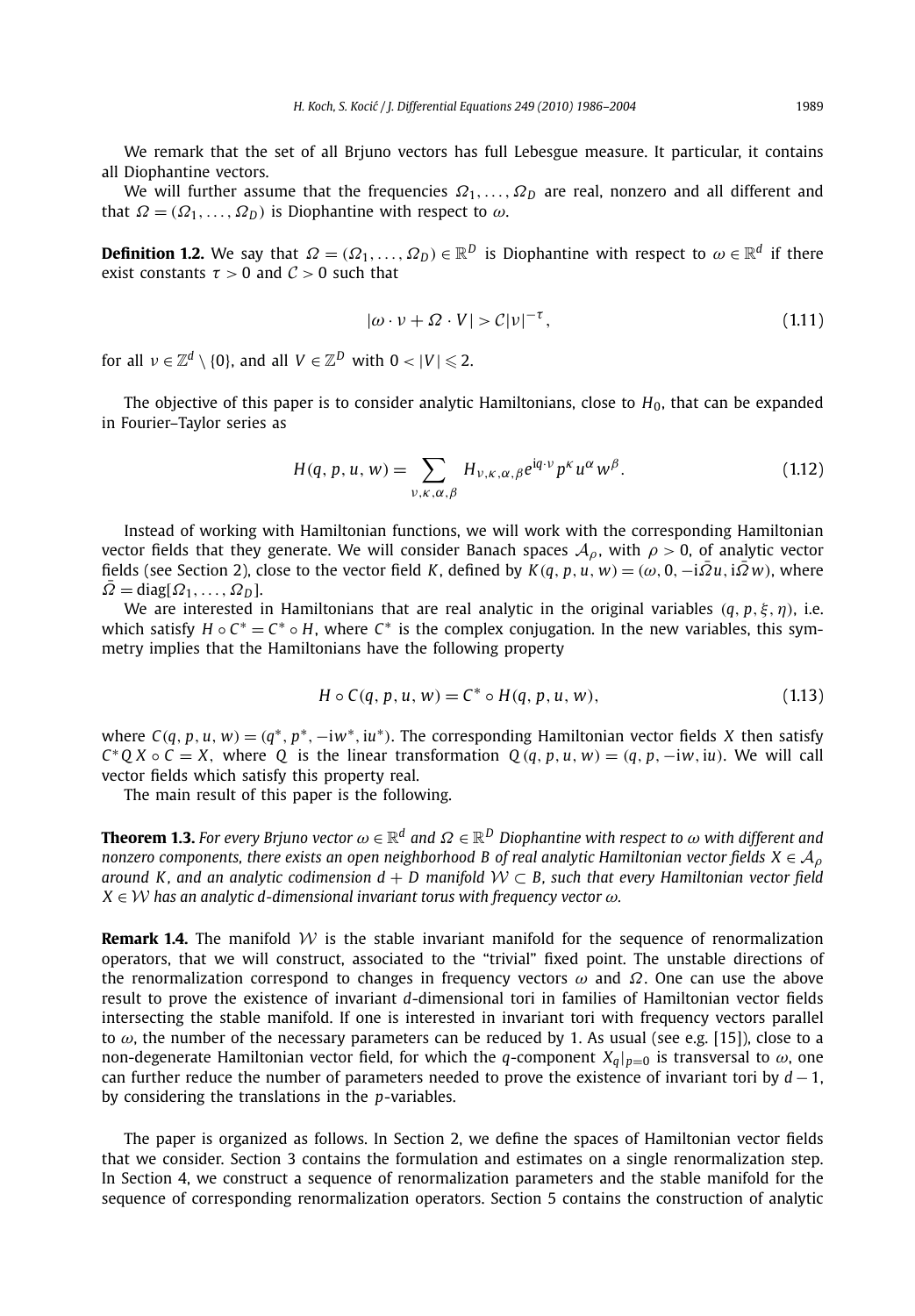We remark that the set of all Brjuno vectors has full Lebesgue measure. It particular, it contains all Diophantine vectors.

We will further assume that the frequencies $\Omega_1, \ldots, \Omega_D$ are real, nonzero and all different and that $\Omega = (\Omega_1, \ldots, \Omega_D)$ is Diophantine with respect to $\omega$.

**Definition 1.2.** We say that $\Omega = (\Omega_1, \ldots, \Omega_D) \in \mathbb{R}^D$ is Diophantine with respect to $\omega \in \mathbb{R}^d$ if there exist constants $\tau > 0$ and $\mathcal{C} > 0$ such that

$$|\omega \cdot \nu + \Omega \cdot V| > \mathcal{C}|\nu|^{-\tau}, \tag{1.11}$$

for all $\nu \in \mathbb{Z}^d \setminus \{0\}$, and all $V \in \mathbb{Z}^D$ with $0 < |V| \leqslant 2$.

The objective of this paper is to consider analytic Hamiltonians, close to $H_0$, that can be expanded in Fourier–Taylor series as

$$H(q, p, u, w) = \sum_{\nu,\kappa,\alpha,\beta} H_{\nu,\kappa,\alpha,\beta} e^{\mathrm{i}q\cdot\nu} p^\kappa u^\alpha w^\beta. \tag{1.12}$$

Instead of working with Hamiltonian functions, we will work with the corresponding Hamiltonian vector fields that they generate. We will consider Banach spaces $\mathcal{A}_\rho$, with $\rho > 0$, of analytic vector fields (see Section 2), close to the vector field $K$, defined by $K(q, p, u, w) = (\omega, 0, -\mathrm{i}\bar{\Omega}u, \mathrm{i}\bar{\Omega}w)$, where $\bar{\Omega} = \mathrm{diag}[\Omega_1, \ldots, \Omega_D]$.

We are interested in Hamiltonians that are real analytic in the original variables $(q, p, \xi, \eta)$, i.e. which satisfy $H \circ C^* = C^* \circ H$, where $C^*$ is the complex conjugation. In the new variables, this symmetry implies that the Hamiltonians have the following property

$$H \circ C(q, p, u, w) = C^* \circ H(q, p, u, w), \tag{1.13}$$

where $C(q, p, u, w) = (q^*, p^*, -\mathrm{i}w^*, \mathrm{i}u^*)$. The corresponding Hamiltonian vector fields $X$ then satisfy $C^*QX \circ C = X$, where $Q$ is the linear transformation $Q(q, p, u, w) = (q, p, -\mathrm{i}w, \mathrm{i}u)$. We will call vector fields which satisfy this property real.

The main result of this paper is the following.

**Theorem 1.3.** *For every Brjuno vector $\omega \in \mathbb{R}^d$ and $\Omega \in \mathbb{R}^D$ Diophantine with respect to $\omega$ with different and nonzero components, there exists an open neighborhood $B$ of real analytic Hamiltonian vector fields $X \in \mathcal{A}_\rho$ around $K$, and an analytic codimension $d + D$ manifold $\mathcal{W} \subset B$, such that every Hamiltonian vector field $X \in \mathcal{W}$ has an analytic $d$-dimensional invariant torus with frequency vector $\omega$.*

**Remark 1.4.** The manifold $\mathcal{W}$ is the stable invariant manifold for the sequence of renormalization operators, that we will construct, associated to the "trivial" fixed point. The unstable directions of the renormalization correspond to changes in frequency vectors $\omega$ and $\Omega$. One can use the above result to prove the existence of invariant $d$-dimensional tori in families of Hamiltonian vector fields intersecting the stable manifold. If one is interested in invariant tori with frequency vectors parallel to $\omega$, the number of the necessary parameters can be reduced by 1. As usual (see e.g. [15]), close to a non-degenerate Hamiltonian vector field, for which the $q$-component $X_q|_{p=0}$ is transversal to $\omega$, one can further reduce the number of parameters needed to prove the existence of invariant tori by $d - 1$, by considering the translations in the $p$-variables.

The paper is organized as follows. In Section 2, we define the spaces of Hamiltonian vector fields that we consider. Section 3 contains the formulation and estimates on a single renormalization step. In Section 4, we construct a sequence of renormalization parameters and the stable manifold for the sequence of corresponding renormalization operators. Section 5 contains the construction of analytic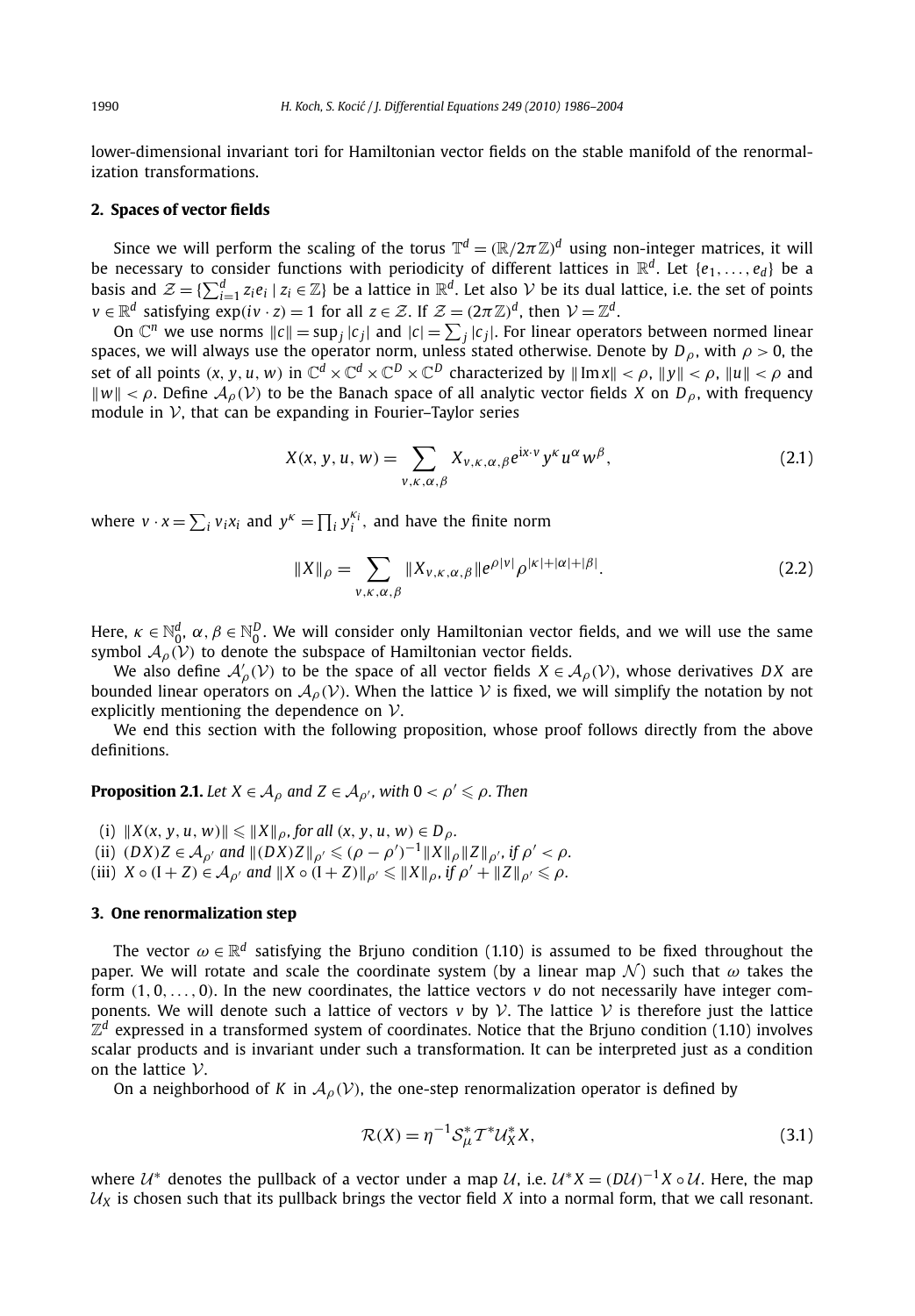lower-dimensional invariant tori for Hamiltonian vector fields on the stable manifold of the renormalization transformations.

## 2. Spaces of vector fields

Since we will perform the scaling of the torus $\mathbb{T}^d = (\mathbb{R}/2\pi\mathbb{Z})^d$ using non-integer matrices, it will be necessary to consider functions with periodicity of different lattices in $\mathbb{R}^d$. Let $\{e_1, \ldots, e_d\}$ be a basis and $\mathcal{Z} = \{\sum_{i=1}^d z_i e_i \mid z_i \in \mathbb{Z}\}$ be a lattice in $\mathbb{R}^d$. Let also $\mathcal{V}$ be its dual lattice, i.e. the set of points $v \in \mathbb{R}^d$ satisfying $\exp(iv \cdot z) = 1$ for all $z \in \mathcal{Z}$. If $\mathcal{Z} = (2\pi\mathbb{Z})^d$, then $\mathcal{V} = \mathbb{Z}^d$.

On $\mathbb{C}^n$ we use norms $\|c\| = \sup_j |c_j|$ and $|c| = \sum_j |c_j|$. For linear operators between normed linear spaces, we will always use the operator norm, unless stated otherwise. Denote by $D_\rho$, with $\rho > 0$, the set of all points $(x, y, u, w)$ in $\mathbb{C}^d \times \mathbb{C}^d \times \mathbb{C}^D \times \mathbb{C}^D$ characterized by $\|\operatorname{Im} x\| < \rho$, $\|y\| < \rho$, $\|u\| < \rho$ and $\|w\| < \rho$. Define $\mathcal{A}_\rho(\mathcal{V})$ to be the Banach space of all analytic vector fields $X$ on $D_\rho$, with frequency module in $\mathcal{V}$, that can be expanding in Fourier–Taylor series

$$X(x, y, u, w) = \sum_{v,\kappa,\alpha,\beta} X_{v,\kappa,\alpha,\beta} e^{ix\cdot v} y^\kappa u^\alpha w^\beta, \tag{2.1}$$

where $v \cdot x = \sum_i v_i x_i$ and $y^\kappa = \prod_i y_i^{\kappa_i}$, and have the finite norm

$$\|X\|_\rho = \sum_{v,\kappa,\alpha,\beta} \|X_{v,\kappa,\alpha,\beta}\| e^{\rho|v|} \rho^{|\kappa|+|\alpha|+|\beta|}. \tag{2.2}$$

Here, $\kappa \in \mathbb{N}_0^d$, $\alpha, \beta \in \mathbb{N}_0^D$. We will consider only Hamiltonian vector fields, and we will use the same symbol $\mathcal{A}_\rho(\mathcal{V})$ to denote the subspace of Hamiltonian vector fields.

We also define $\mathcal{A}'_\rho(\mathcal{V})$ to be the space of all vector fields $X \in \mathcal{A}_\rho(\mathcal{V})$, whose derivatives $DX$ are bounded linear operators on $\mathcal{A}_\rho(\mathcal{V})$. When the lattice $\mathcal{V}$ is fixed, we will simplify the notation by not explicitly mentioning the dependence on $\mathcal{V}$.

We end this section with the following proposition, whose proof follows directly from the above definitions.

**Proposition 2.1.** *Let $X \in \mathcal{A}_\rho$ and $Z \in \mathcal{A}_{\rho'}$, with $0 < \rho' \leqslant \rho$. Then*

(i) $\|X(x, y, u, w)\| \leqslant \|X\|_\rho$, *for all* $(x, y, u, w) \in D_\rho$.
(ii) $(DX)Z \in \mathcal{A}_{\rho'}$ *and* $\|(DX)Z\|_{\rho'} \leqslant (\rho - \rho')^{-1}\|X\|_\rho \|Z\|_{\rho'}$, *if* $\rho' < \rho$.
(iii) $X \circ (\mathrm{I} + Z) \in \mathcal{A}_{\rho'}$ *and* $\|X \circ (\mathrm{I} + Z)\|_{\rho'} \leqslant \|X\|_\rho$, *if* $\rho' + \|Z\|_{\rho'} \leqslant \rho$.

## 3. One renormalization step

The vector $\omega \in \mathbb{R}^d$ satisfying the Brjuno condition (1.10) is assumed to be fixed throughout the paper. We will rotate and scale the coordinate system (by a linear map $\mathcal{N}$) such that $\omega$ takes the form $(1, 0, \ldots, 0)$. In the new coordinates, the lattice vectors $v$ do not necessarily have integer components. We will denote such a lattice of vectors $v$ by $\mathcal{V}$. The lattice $\mathcal{V}$ is therefore just the lattice $\mathbb{Z}^d$ expressed in a transformed system of coordinates. Notice that the Brjuno condition (1.10) involves scalar products and is invariant under such a transformation. It can be interpreted just as a condition on the lattice $\mathcal{V}$.

On a neighborhood of $K$ in $\mathcal{A}_\rho(\mathcal{V})$, the one-step renormalization operator is defined by

$$\mathcal{R}(X) = \eta^{-1} \mathcal{S}_\mu^* \mathcal{T}^* \mathcal{U}_X^* X, \tag{3.1}$$

where $\mathcal{U}^*$ denotes the pullback of a vector under a map $\mathcal{U}$, i.e. $\mathcal{U}^* X = (D\mathcal{U})^{-1} X \circ \mathcal{U}$. Here, the map $\mathcal{U}_X$ is chosen such that its pullback brings the vector field $X$ into a normal form, that we call resonant.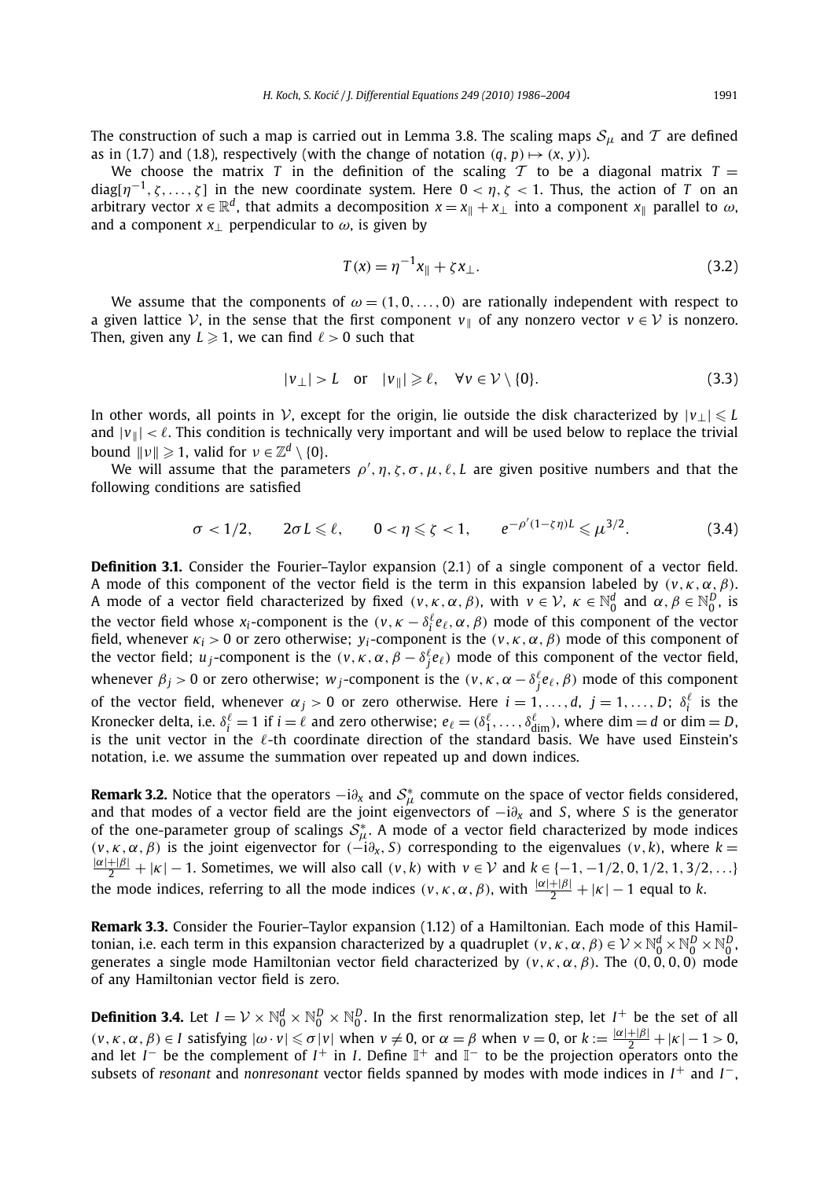The construction of such a map is carried out in Lemma 3.8. The scaling maps $\mathcal{S}_\mu$ and $\mathcal{T}$ are defined as in (1.7) and (1.8), respectively (with the change of notation $(q, p) \mapsto (x, y)$).

We choose the matrix $T$ in the definition of the scaling $\mathcal{T}$ to be a diagonal matrix $T = \operatorname{diag}[\eta^{-1}, \zeta, \ldots, \zeta]$ in the new coordinate system. Here $0 < \eta, \zeta < 1$. Thus, the action of $T$ on an arbitrary vector $x \in \mathbb{R}^d$, that admits a decomposition $x = x_\parallel + x_\perp$ into a component $x_\parallel$ parallel to $\omega$, and a component $x_\perp$ perpendicular to $\omega$, is given by

$$T(x) = \eta^{-1} x_\parallel + \zeta x_\perp. \tag{3.2}$$

We assume that the components of $\omega = (1, 0, \ldots, 0)$ are rationally independent with respect to a given lattice $\mathcal{V}$, in the sense that the first component $v_\parallel$ of any nonzero vector $v \in \mathcal{V}$ is nonzero. Then, given any $L \geqslant 1$, we can find $\ell > 0$ such that

$$|v_\perp| > L \quad \text{or} \quad |v_\parallel| \geqslant \ell, \quad \forall v \in \mathcal{V} \setminus \{0\}. \tag{3.3}$$

In other words, all points in $\mathcal{V}$, except for the origin, lie outside the disk characterized by $|v_\perp| \leqslant L$ and $|v_\parallel| < \ell$. This condition is technically very important and will be used below to replace the trivial bound $\|v\| \geqslant 1$, valid for $v \in \mathbb{Z}^d \setminus \{0\}$.

We will assume that the parameters $\rho', \eta, \zeta, \sigma, \mu, \ell, L$ are given positive numbers and that the following conditions are satisfied

$$\sigma < 1/2, \qquad 2\sigma L \leqslant \ell, \qquad 0 < \eta \leqslant \zeta < 1, \qquad e^{-\rho'(1-\zeta\eta)L} \leqslant \mu^{3/2}. \tag{3.4}$$

**Definition 3.1.** Consider the Fourier–Taylor expansion (2.1) of a single component of a vector field. A mode of this component of the vector field is the term in this expansion labeled by $(v, \kappa, \alpha, \beta)$. A mode of a vector field characterized by fixed $(v, \kappa, \alpha, \beta)$, with $v \in \mathcal{V}$, $\kappa \in \mathbb{N}_0^d$ and $\alpha, \beta \in \mathbb{N}_0^D$, is the vector field whose $x_i$-component is the $(v, \kappa - \delta_i^\ell e_\ell, \alpha, \beta)$ mode of this component of the vector field, whenever $\kappa_i > 0$ or zero otherwise; $y_i$-component is the $(v, \kappa, \alpha, \beta)$ mode of this component of the vector field; $u_j$-component is the $(v, \kappa, \alpha, \beta - \delta_j^\ell e_\ell)$ mode of this component of the vector field, whenever $\beta_j > 0$ or zero otherwise; $w_j$-component is the $(v, \kappa, \alpha - \delta_j^\ell e_\ell, \beta)$ mode of this component of the vector field, whenever $\alpha_j > 0$ or zero otherwise. Here $i = 1, \ldots, d$, $j = 1, \ldots, D$; $\delta_i^\ell$ is the Kronecker delta, i.e. $\delta_i^\ell = 1$ if $i = \ell$ and zero otherwise; $e_\ell = (\delta_1^\ell, \ldots, \delta_{\dim}^\ell)$, where $\dim = d$ or $\dim = D$, is the unit vector in the $\ell$-th coordinate direction of the standard basis. We have used Einstein's notation, i.e. we assume the summation over repeated up and down indices.

**Remark 3.2.** Notice that the operators $-\mathrm{i}\partial_x$ and $\mathcal{S}_\mu^*$ commute on the space of vector fields considered, and that modes of a vector field are the joint eigenvectors of $-\mathrm{i}\partial_x$ and $S$, where $S$ is the generator of the one-parameter group of scalings $\mathcal{S}_\mu^*$. A mode of a vector field characterized by mode indices $(v, \kappa, \alpha, \beta)$ is the joint eigenvector for $(-\mathrm{i}\partial_x, S)$ corresponding to the eigenvalues $(v, k)$, where $k = \frac{|\alpha|+|\beta|}{2} + |\kappa| - 1$. Sometimes, we will also call $(v, k)$ with $v \in \mathcal{V}$ and $k \in \{-1, -1/2, 0, 1/2, 1, 3/2, \ldots\}$ the mode indices, referring to all the mode indices $(v, \kappa, \alpha, \beta)$, with $\frac{|\alpha|+|\beta|}{2} + |\kappa| - 1$ equal to $k$.

**Remark 3.3.** Consider the Fourier–Taylor expansion (1.12) of a Hamiltonian. Each mode of this Hamiltonian, i.e. each term in this expansion characterized by a quadruplet $(v, \kappa, \alpha, \beta) \in \mathcal{V} \times \mathbb{N}_0^d \times \mathbb{N}_0^D \times \mathbb{N}_0^D$, generates a single mode Hamiltonian vector field characterized by $(v, \kappa, \alpha, \beta)$. The $(0, 0, 0, 0)$ mode of any Hamiltonian vector field is zero.

**Definition 3.4.** Let $I = \mathcal{V} \times \mathbb{N}_0^d \times \mathbb{N}_0^D \times \mathbb{N}_0^D$. In the first renormalization step, let $I^+$ be the set of all $(v, \kappa, \alpha, \beta) \in I$ satisfying $|\omega \cdot v| \leqslant \sigma|v|$ when $v \neq 0$, or $\alpha = \beta$ when $v = 0$, or $k := \frac{|\alpha|+|\beta|}{2} + |\kappa| - 1 > 0$, and let $I^-$ be the complement of $I^+$ in $I$. Define $\mathbb{I}^+$ and $\mathbb{I}^-$ to be the projection operators onto the subsets of *resonant* and *nonresonant* vector fields spanned by modes with mode indices in $I^+$ and $I^-$,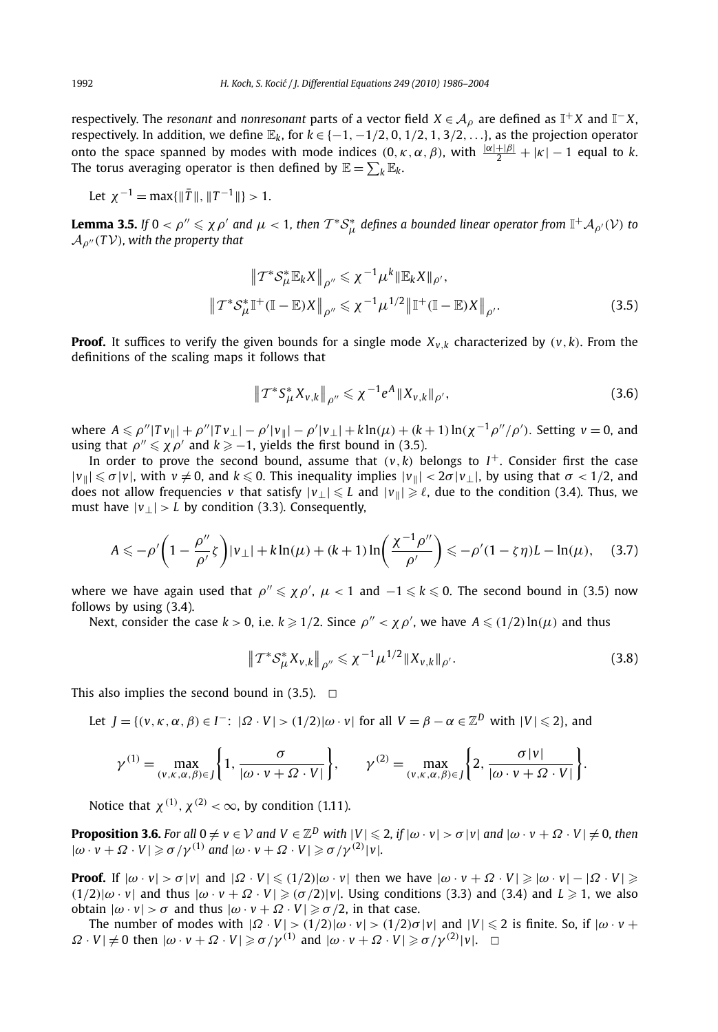respectively. The *resonant* and *nonresonant* parts of a vector field $X \in \mathcal{A}_\rho$ are defined as $\mathbb{I}^+ X$ and $\mathbb{I}^- X$, respectively. In addition, we define $\mathbb{E}_k$, for $k \in \{-1, -1/2, 0, 1/2, 1, 3/2, \ldots\}$, as the projection operator onto the space spanned by modes with mode indices $(0, \kappa, \alpha, \beta)$, with $\frac{|\alpha|+|\beta|}{2} + |\kappa| - 1$ equal to $k$. The torus averaging operator is then defined by $\mathbb{E} = \sum_k \mathbb{E}_k$.

Let $\chi^{-1} = \max\{\|\bar{T}\|, \|T^{-1}\|\} > 1$.

**Lemma 3.5.** *If $0 < \rho'' \leqslant \chi\rho'$ and $\mu < 1$, then $\mathcal{T}^* \mathcal{S}_\mu^*$ defines a bounded linear operator from $\mathbb{I}^+ \mathcal{A}_{\rho'}(\mathcal{V})$ to $\mathcal{A}_{\rho''}(T\mathcal{V})$, with the property that*

$$\left\|\mathcal{T}^* \mathcal{S}_\mu^* \mathbb{E}_k X\right\|_{\rho''} \leqslant \chi^{-1} \mu^k \|\mathbb{E}_k X\|_{\rho'},$$

$$\left\|\mathcal{T}^* \mathcal{S}_\mu^* \mathbb{I}^+ (\mathbb{I} - \mathbb{E}) X\right\|_{\rho''} \leqslant \chi^{-1} \mu^{1/2} \left\|\mathbb{I}^+ (\mathbb{I} - \mathbb{E}) X\right\|_{\rho'}. \tag{3.5}$$

**Proof.** It suffices to verify the given bounds for a single mode $X_{v,k}$ characterized by $(v, k)$. From the definitions of the scaling maps it follows that

$$\left\|\mathcal{T}^* S_\mu^* X_{v,k}\right\|_{\rho''} \leqslant \chi^{-1} e^A \|X_{v,k}\|_{\rho'}, \tag{3.6}$$

where $A \leqslant \rho''|T v_\parallel| + \rho''|T v_\perp| - \rho'|v_\parallel| - \rho'|v_\perp| + k\ln(\mu) + (k+1)\ln(\chi^{-1}\rho''/\rho')$. Setting $v = 0$, and using that $\rho'' \leqslant \chi\rho'$ and $k \geqslant -1$, yields the first bound in (3.5).

In order to prove the second bound, assume that $(v, k)$ belongs to $I^+$. Consider first the case $|v_\parallel| \leqslant \sigma|v|$, with $v \neq 0$, and $k \leqslant 0$. This inequality implies $|v_\parallel| < 2\sigma|v_\perp|$, by using that $\sigma < 1/2$, and does not allow frequencies $v$ that satisfy $|v_\perp| \leqslant L$ and $|v_\parallel| \geqslant \ell$, due to the condition (3.4). Thus, we must have $|v_\perp| > L$ by condition (3.3). Consequently,

$$A \leqslant -\rho'\left(1 - \frac{\rho''}{\rho'}\zeta\right)|v_\perp| + k\ln(\mu) + (k+1)\ln\left(\frac{\chi^{-1}\rho''}{\rho'}\right) \leqslant -\rho'(1 - \zeta\eta)L - \ln(\mu), \tag{3.7}$$

where we have again used that $\rho'' \leqslant \chi\rho'$, $\mu < 1$ and $-1 \leqslant k \leqslant 0$. The second bound in (3.5) now follows by using (3.4).

Next, consider the case $k > 0$, i.e. $k \geqslant 1/2$. Since $\rho'' < \chi\rho'$, we have $A \leqslant (1/2)\ln(\mu)$ and thus

$$\left\|\mathcal{T}^* S_\mu^* X_{v,k}\right\|_{\rho''} \leqslant \chi^{-1} \mu^{1/2} \|X_{v,k}\|_{\rho'}. \tag{3.8}$$

This also implies the second bound in (3.5). $\square$

Let $J = \{(v, \kappa, \alpha, \beta) \in I^-\colon\ |\Omega \cdot V| > (1/2)|\omega \cdot v|$ for all $V = \beta - \alpha \in \mathbb{Z}^D$ with $|V| \leqslant 2\}$, and

$$\gamma^{(1)} = \max_{(v,\kappa,\alpha,\beta)\in J}\left\{1, \frac{\sigma}{|\omega \cdot v + \Omega \cdot V|}\right\}, \qquad \gamma^{(2)} = \max_{(v,\kappa,\alpha,\beta)\in J}\left\{2, \frac{\sigma|v|}{|\omega \cdot v + \Omega \cdot V|}\right\}.$$

Notice that $\chi^{(1)}, \chi^{(2)} < \infty$, by condition (1.11).

**Proposition 3.6.** *For all $0 \neq v \in \mathcal{V}$ and $V \in \mathbb{Z}^D$ with $|V| \leqslant 2$, if $|\omega \cdot v| > \sigma|v|$ and $|\omega \cdot v + \Omega \cdot V| \neq 0$, then $|\omega \cdot v + \Omega \cdot V| \geqslant \sigma/\gamma^{(1)}$ and $|\omega \cdot v + \Omega \cdot V| \geqslant \sigma/\gamma^{(2)}|v|$.*

**Proof.** If $|\omega \cdot v| > \sigma|v|$ and $|\Omega \cdot V| \leqslant (1/2)|\omega \cdot v|$ then we have $|\omega \cdot v + \Omega \cdot V| \geqslant |\omega \cdot v| - |\Omega \cdot V| \geqslant (1/2)|\omega \cdot v|$ and thus $|\omega \cdot v + \Omega \cdot V| \geqslant (\sigma/2)|v|$. Using conditions (3.3) and (3.4) and $L \geqslant 1$, we also obtain $|\omega \cdot v| > \sigma$ and thus $|\omega \cdot v + \Omega \cdot V| \geqslant \sigma/2$, in that case.

The number of modes with $|\Omega \cdot V| > (1/2)|\omega \cdot v| > (1/2)\sigma|v|$ and $|V| \leqslant 2$ is finite. So, if $|\omega \cdot v + \Omega \cdot V| \neq 0$ then $|\omega \cdot v + \Omega \cdot V| \geqslant \sigma/\gamma^{(1)}$ and $|\omega \cdot v + \Omega \cdot V| \geqslant \sigma/\gamma^{(2)}|v|$. $\square$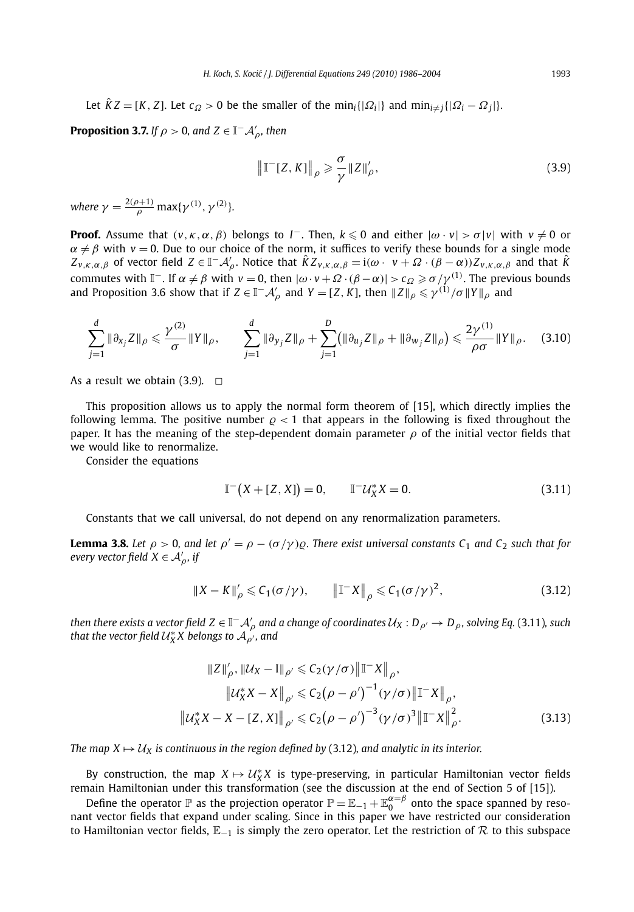Let $\hat{K}Z = [K, Z]$. Let $c_\Omega > 0$ be the smaller of the $\min_i\{|\Omega_i|\}$ and $\min_{i\neq j}\{|\Omega_i - \Omega_j|\}$.

**Proposition 3.7.** *If $\rho > 0$, and $Z \in \mathbb{I}^- \mathcal{A}'_\rho$, then*

$$\left\|\mathbb{I}^-[Z, K]\right\|_\rho \geqslant \frac{\sigma}{\gamma}\|Z\|'_\rho, \tag{3.9}$$

*where $\gamma = \frac{2(\rho+1)}{\rho}\max\{\gamma^{(1)}, \gamma^{(2)}\}$.*

**Proof.** Assume that $(v, \kappa, \alpha, \beta)$ belongs to $I^-$. Then, $k \leqslant 0$ and either $|\omega \cdot v| > \sigma|v|$ with $v \neq 0$ or $\alpha \neq \beta$ with $v = 0$. Due to our choice of the norm, it suffices to verify these bounds for a single mode $Z_{v,\kappa,\alpha,\beta}$ of vector field $Z \in \mathbb{I}^- \mathcal{A}'_\rho$. Notice that $\hat{K}Z_{v,\kappa,\alpha,\beta} = \mathrm{i}(\omega \cdot\ v + \Omega \cdot (\beta - \alpha))Z_{v,\kappa,\alpha,\beta}$ and that $\hat{K}$ commutes with $\mathbb{I}^-$. If $\alpha \neq \beta$ with $v = 0$, then $|\omega \cdot v + \Omega \cdot (\beta - \alpha)| > c_\Omega \geqslant \sigma/\gamma^{(1)}$. The previous bounds and Proposition 3.6 show that if $Z \in \mathbb{I}^- \mathcal{A}'_\rho$ and $Y = [Z, K]$, then $\|Z\|_\rho \leqslant \gamma^{(1)}/\sigma\|Y\|_\rho$ and

$$\sum_{j=1}^{d}\|\partial_{x_j}Z\|_\rho \leqslant \frac{\gamma^{(2)}}{\sigma}\|Y\|_\rho, \qquad \sum_{j=1}^{d}\|\partial_{y_j}Z\|_\rho + \sum_{j=1}^{D}\left(\|\partial_{u_j}Z\|_\rho + \|\partial_{w_j}Z\|_\rho\right) \leqslant \frac{2\gamma^{(1)}}{\rho\sigma}\|Y\|_\rho. \tag{3.10}$$

As a result we obtain (3.9). $\square$

This proposition allows us to apply the normal form theorem of [15], which directly implies the following lemma. The positive number $\varrho < 1$ that appears in the following is fixed throughout the paper. It has the meaning of the step-dependent domain parameter $\rho$ of the initial vector fields that we would like to renormalize.

Consider the equations

$$\mathbb{I}^-\left(X + [Z, X]\right) = 0, \qquad \mathbb{I}^- \mathcal{U}_X^* X = 0. \tag{3.11}$$

Constants that we call universal, do not depend on any renormalization parameters.

**Lemma 3.8.** *Let $\rho > 0$, and let $\rho' = \rho - (\sigma/\gamma)\varrho$. There exist universal constants $C_1$ and $C_2$ such that for every vector field $X \in \mathcal{A}'_\rho$, if*

$$\|X - K\|'_\rho \leqslant C_1(\sigma/\gamma), \qquad \left\|\mathbb{I}^- X\right\|_\rho \leqslant C_1(\sigma/\gamma)^2, \tag{3.12}$$

*then there exists a vector field $Z \in \mathbb{I}^- \mathcal{A}'_\rho$ and a change of coordinates $\mathcal{U}_X : D_{\rho'} \to D_\rho$, solving Eq. (3.11), such that the vector field $\mathcal{U}_X^* X$ belongs to $\mathcal{A}_{\rho'}$, and*

$$\begin{gathered}
\|Z\|'_\rho, \|\mathcal{U}_X - \mathrm{I}\|_{\rho'} \leqslant C_2(\gamma/\sigma)\left\|\mathbb{I}^- X\right\|_\rho, \\
\left\|\mathcal{U}_X^* X - X\right\|_{\rho'} \leqslant C_2\left(\rho - \rho'\right)^{-1}(\gamma/\sigma)\left\|\mathbb{I}^- X\right\|_\rho, \\
\left\|\mathcal{U}_X^* X - X - [Z, X]\right\|_{\rho'} \leqslant C_2\left(\rho - \rho'\right)^{-3}(\gamma/\sigma)^3\left\|\mathbb{I}^- X\right\|_\rho^2.
\end{gathered} \tag{3.13}$$

*The map $X \mapsto \mathcal{U}_X$ is continuous in the region defined by (3.12), and analytic in its interior.*

By construction, the map $X \mapsto \mathcal{U}_X^* X$ is type-preserving, in particular Hamiltonian vector fields remain Hamiltonian under this transformation (see the discussion at the end of Section 5 of [15]).

Define the operator $\mathbb{P}$ as the projection operator $\mathbb{P} = \mathbb{E}_{-1} + \mathbb{E}_0^{\alpha=\beta}$ onto the space spanned by resonant vector fields that expand under scaling. Since in this paper we have restricted our consideration to Hamiltonian vector fields, $\mathbb{E}_{-1}$ is simply the zero operator. Let the restriction of $\mathcal{R}$ to this subspace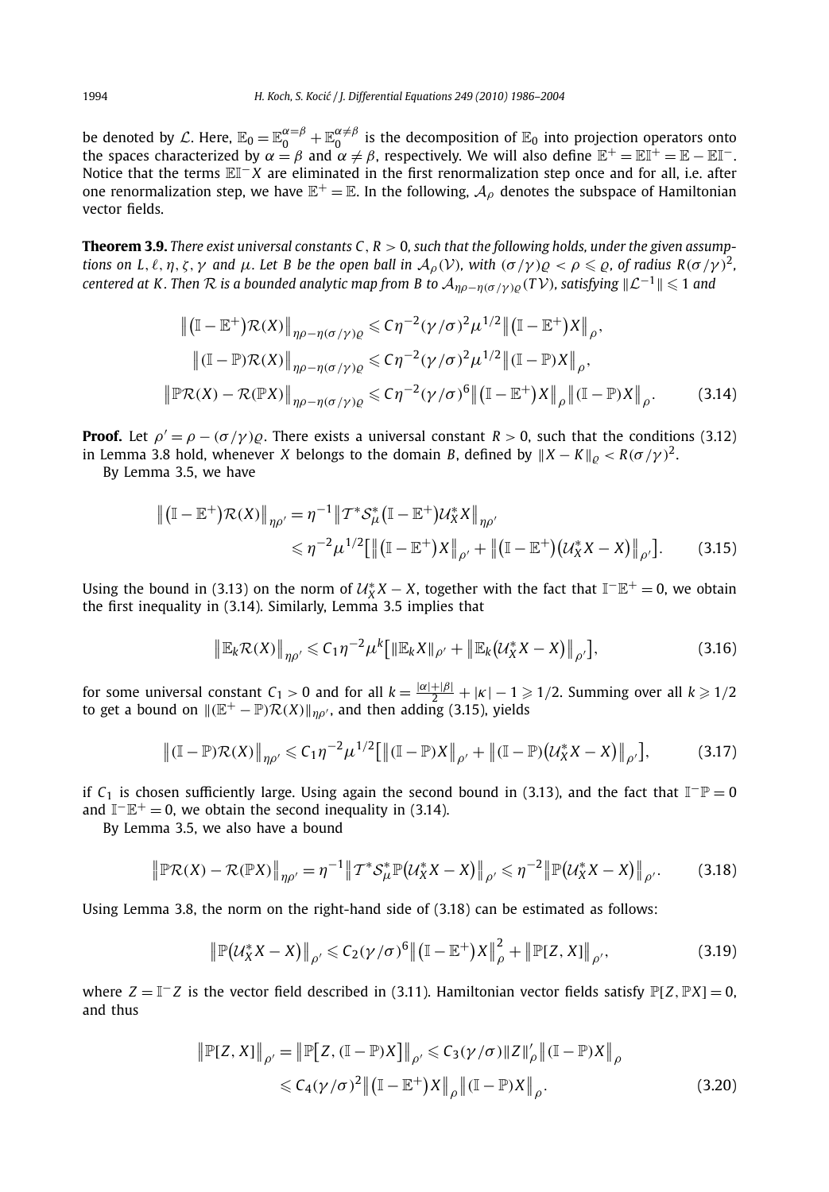be denoted by $\mathcal{L}$. Here, $\mathbb{E}_0 = \mathbb{E}_0^{\alpha=\beta} + \mathbb{E}_0^{\alpha\neq\beta}$ is the decomposition of $\mathbb{E}_0$ into projection operators onto the spaces characterized by $\alpha = \beta$ and $\alpha \neq \beta$, respectively. We will also define $\mathbb{E}^+ = \mathbb{E}\mathbb{I}^+ = \mathbb{E} - \mathbb{E}\mathbb{I}^-$. Notice that the terms $\mathbb{E}\mathbb{I}^- X$ are eliminated in the first renormalization step once and for all, i.e. after one renormalization step, we have $\mathbb{E}^+ = \mathbb{E}$. In the following, $\mathcal{A}_\rho$ denotes the subspace of Hamiltonian vector fields.

**Theorem 3.9.** *There exist universal constants $C, R > 0$, such that the following holds, under the given assumptions on $L, \ell, \eta, \zeta, \gamma$ and $\mu$. Let $B$ be the open ball in $\mathcal{A}_\rho(\mathcal{V})$, with $(\sigma/\gamma)\varrho < \rho \leqslant \varrho$, of radius $R(\sigma/\gamma)^2$, centered at $K$. Then $\mathcal{R}$ is a bounded analytic map from $B$ to $\mathcal{A}_{\eta\rho-\eta(\sigma/\gamma)\varrho}(T\mathcal{V})$, satisfying $\|\mathcal{L}^{-1}\| \leqslant 1$ and*

$$
\begin{aligned}
\big\|(\mathbb{I}-\mathbb{E}^+)\mathcal{R}(X)\big\|_{\eta\rho-\eta(\sigma/\gamma)\varrho} &\leqslant C\eta^{-2}(\gamma/\sigma)^2\mu^{1/2}\big\|(\mathbb{I}-\mathbb{E}^+)X\big\|_\rho, \\
\big\|(\mathbb{I}-\mathbb{P})\mathcal{R}(X)\big\|_{\eta\rho-\eta(\sigma/\gamma)\varrho} &\leqslant C\eta^{-2}(\gamma/\sigma)^2\mu^{1/2}\big\|(\mathbb{I}-\mathbb{P})X\big\|_\rho, \\
\big\|\mathbb{P}\mathcal{R}(X)-\mathcal{R}(\mathbb{P}X)\big\|_{\eta\rho-\eta(\sigma/\gamma)\varrho} &\leqslant C\eta^{-2}(\gamma/\sigma)^6\big\|(\mathbb{I}-\mathbb{E}^+)X\big\|_\rho\big\|(\mathbb{I}-\mathbb{P})X\big\|_\rho.
\end{aligned}
\tag{3.14}
$$

**Proof.** Let $\rho' = \rho - (\sigma/\gamma)\varrho$. There exists a universal constant $R > 0$, such that the conditions (3.12) in Lemma 3.8 hold, whenever $X$ belongs to the domain $B$, defined by $\|X - K\|_\varrho < R(\sigma/\gamma)^2$.

By Lemma 3.5, we have

$$
\begin{aligned}
\big\|(\mathbb{I}-\mathbb{E}^+)\mathcal{R}(X)\big\|_{\eta\rho'} &= \eta^{-1}\big\|\mathcal{T}^*\mathcal{S}_\mu^*(\mathbb{I}-\mathbb{E}^+)\mathcal{U}_X^*X\big\|_{\eta\rho'} \\
&\leqslant \eta^{-2}\mu^{1/2}\big[\big\|(\mathbb{I}-\mathbb{E}^+)X\big\|_{\rho'} + \big\|(\mathbb{I}-\mathbb{E}^+)(\mathcal{U}_X^*X - X)\big\|_{\rho'}\big].
\end{aligned}
\tag{3.15}
$$

Using the bound in (3.13) on the norm of $\mathcal{U}_X^*X - X$, together with the fact that $\mathbb{I}^-\mathbb{E}^+ = 0$, we obtain the first inequality in (3.14). Similarly, Lemma 3.5 implies that

$$
\big\|\mathbb{E}_k\mathcal{R}(X)\big\|_{\eta\rho'} \leqslant C_1\eta^{-2}\mu^k\big[\|\mathbb{E}_kX\|_{\rho'} + \big\|\mathbb{E}_k(\mathcal{U}_X^*X - X)\big\|_{\rho'}\big],
\tag{3.16}
$$

for some universal constant $C_1 > 0$ and for all $k = \frac{|\alpha|+|\beta|}{2} + |\kappa| - 1 \geqslant 1/2$. Summing over all $k \geqslant 1/2$ to get a bound on $\|(\mathbb{E}^+ - \mathbb{P})\mathcal{R}(X)\|_{\eta\rho'}$, and then adding (3.15), yields

$$
\big\|(\mathbb{I}-\mathbb{P})\mathcal{R}(X)\big\|_{\eta\rho'} \leqslant C_1\eta^{-2}\mu^{1/2}\big[\big\|(\mathbb{I}-\mathbb{P})X\big\|_{\rho'} + \big\|(\mathbb{I}-\mathbb{P})(\mathcal{U}_X^*X - X)\big\|_{\rho'}\big],
\tag{3.17}
$$

if $C_1$ is chosen sufficiently large. Using again the second bound in (3.13), and the fact that $\mathbb{I}^-\mathbb{P} = 0$ and $\mathbb{I}^-\mathbb{E}^+ = 0$, we obtain the second inequality in (3.14).

By Lemma 3.5, we also have a bound

$$
\big\|\mathbb{P}\mathcal{R}(X) - \mathcal{R}(\mathbb{P}X)\big\|_{\eta\rho'} = \eta^{-1}\big\|\mathcal{T}^*\mathcal{S}_\mu^*\mathbb{P}(\mathcal{U}_X^*X - X)\big\|_{\rho'} \leqslant \eta^{-2}\big\|\mathbb{P}(\mathcal{U}_X^*X - X)\big\|_{\rho'}.
\tag{3.18}
$$

Using Lemma 3.8, the norm on the right-hand side of (3.18) can be estimated as follows:

$$
\big\|\mathbb{P}(\mathcal{U}_X^*X - X)\big\|_{\rho'} \leqslant C_2(\gamma/\sigma)^6\big\|(\mathbb{I}-\mathbb{E}^+)X\big\|_\rho^2 + \big\|\mathbb{P}[Z, X]\big\|_{\rho'},
\tag{3.19}
$$

where $Z = \mathbb{I}^-Z$ is the vector field described in (3.11). Hamiltonian vector fields satisfy $\mathbb{P}[Z, \mathbb{P}X] = 0$, and thus

$$
\begin{aligned}
\big\|\mathbb{P}[Z, X]\big\|_{\rho'} = \big\|\mathbb{P}\big[Z, (\mathbb{I}-\mathbb{P})X\big]\big\|_{\rho'} &\leqslant C_3(\gamma/\sigma)\|Z\|'_\rho\big\|(\mathbb{I}-\mathbb{P})X\big\|_\rho \\
&\leqslant C_4(\gamma/\sigma)^2\big\|(\mathbb{I}-\mathbb{E}^+)X\big\|_\rho\big\|(\mathbb{I}-\mathbb{P})X\big\|_\rho.
\end{aligned}
\tag{3.20}
$$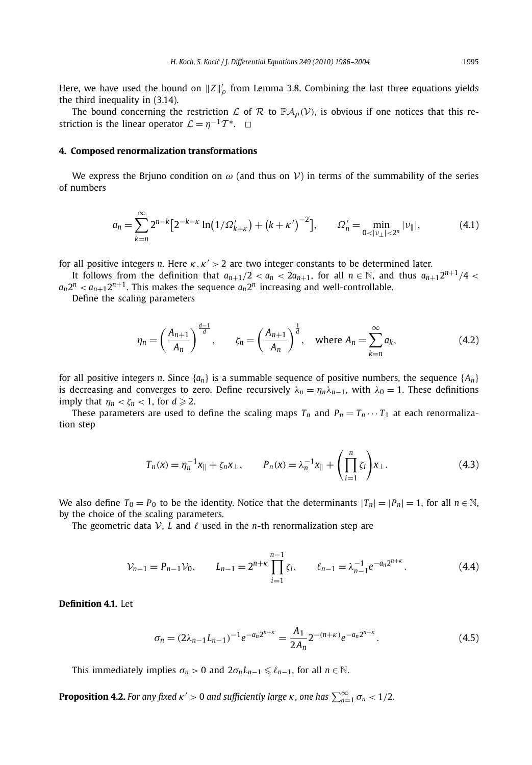Here, we have used the bound on $\|Z\|'_\rho$ from Lemma 3.8. Combining the last three equations yields the third inequality in (3.14).

The bound concerning the restriction $\mathcal{L}$ of $\mathcal{R}$ to $\mathbb{P}\mathcal{A}_\rho(\mathcal{V})$, is obvious if one notices that this restriction is the linear operator $\mathcal{L} = \eta^{-1}\mathcal{T}^*$. $\square$

## 4. Composed renormalization transformations

We express the Brjuno condition on $\omega$ (and thus on $\mathcal{V}$) in terms of the summability of the series of numbers

$$a_n = \sum_{k=n}^{\infty} 2^{n-k}\big[2^{-k-\kappa}\ln\big(1/\Omega'_{k+\kappa}\big) + \big(k+\kappa'\big)^{-2}\big], \qquad \Omega'_n = \min_{0<|\nu_\perp|<2^n} |\nu_\parallel|, \tag{4.1}$$

for all positive integers $n$. Here $\kappa, \kappa' > 2$ are two integer constants to be determined later.

It follows from the definition that $a_{n+1}/2 < a_n < 2a_{n+1}$, for all $n \in \mathbb{N}$, and thus $a_{n+1}2^{n+1}/4 < a_n 2^n < a_{n+1}2^{n+1}$. This makes the sequence $a_n 2^n$ increasing and well-controllable.

Define the scaling parameters

$$\eta_n = \left(\frac{A_{n+1}}{A_n}\right)^{\frac{d-1}{d}}, \qquad \zeta_n = \left(\frac{A_{n+1}}{A_n}\right)^{\frac{1}{d}}, \quad \text{where } A_n = \sum_{k=n}^{\infty} a_k, \tag{4.2}$$

for all positive integers $n$. Since $\{a_n\}$ is a summable sequence of positive numbers, the sequence $\{A_n\}$ is decreasing and converges to zero. Define recursively $\lambda_n = \eta_n \lambda_{n-1}$, with $\lambda_0 = 1$. These definitions imply that $\eta_n < \zeta_n < 1$, for $d \geqslant 2$.

These parameters are used to define the scaling maps $T_n$ and $P_n = T_n \cdots T_1$ at each renormalization step

$$T_n(x) = \eta_n^{-1} x_\parallel + \zeta_n x_\perp, \qquad P_n(x) = \lambda_n^{-1} x_\parallel + \left(\prod_{i=1}^{n} \zeta_i\right) x_\perp. \tag{4.3}$$

We also define $T_0 = P_0$ to be the identity. Notice that the determinants $|T_n| = |P_n| = 1$, for all $n \in \mathbb{N}$, by the choice of the scaling parameters.

The geometric data $\mathcal{V}$, $L$ and $\ell$ used in the $n$-th renormalization step are

$$\mathcal{V}_{n-1} = P_{n-1}\mathcal{V}_0, \qquad L_{n-1} = 2^{n+\kappa} \prod_{i=1}^{n-1} \zeta_i, \qquad \ell_{n-1} = \lambda_{n-1}^{-1} e^{-a_n 2^{n+\kappa}}. \tag{4.4}$$

**Definition 4.1.** Let

$$\sigma_n = (2\lambda_{n-1}L_{n-1})^{-1} e^{-a_n 2^{n+\kappa}} = \frac{A_1}{2A_n} 2^{-(n+\kappa)} e^{-a_n 2^{n+\kappa}}. \tag{4.5}$$

This immediately implies $\sigma_n > 0$ and $2\sigma_n L_{n-1} \leqslant \ell_{n-1}$, for all $n \in \mathbb{N}$.

**Proposition 4.2.** *For any fixed $\kappa' > 0$ and sufficiently large $\kappa$, one has $\sum_{n=1}^{\infty} \sigma_n < 1/2$.*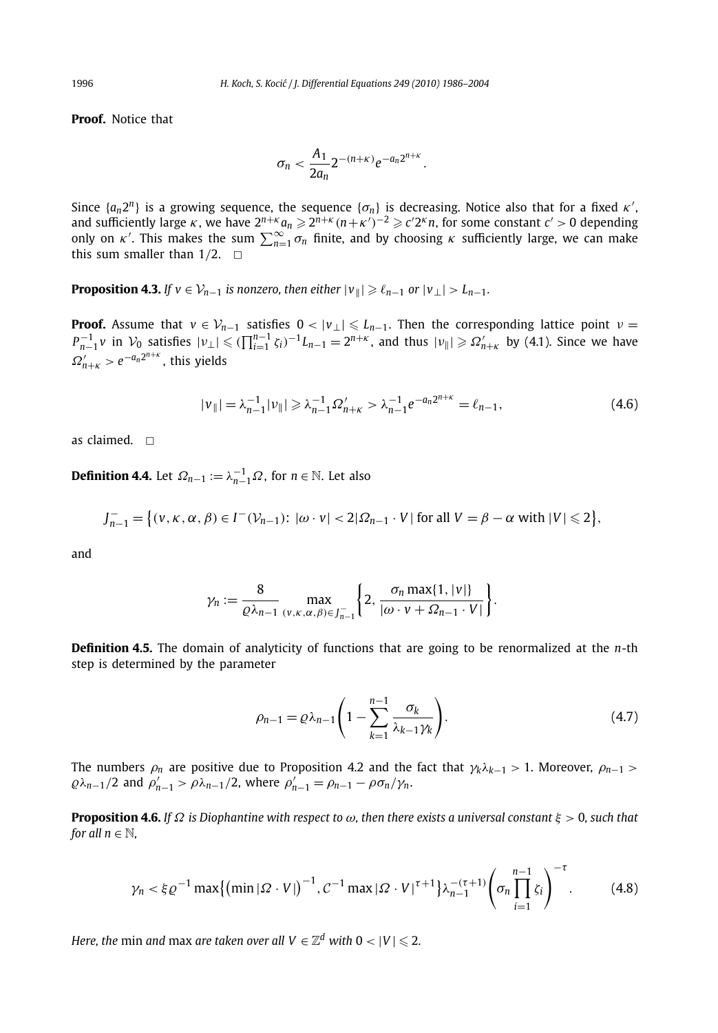**Proof.** Notice that

$$\sigma_n < \frac{A_1}{2a_n} 2^{-(n+\kappa)} e^{-a_n 2^{n+\kappa}}.$$

Since $\{a_n 2^n\}$ is a growing sequence, the sequence $\{\sigma_n\}$ is decreasing. Notice also that for a fixed $\kappa'$, and sufficiently large $\kappa$, we have $2^{n+\kappa} a_n \geqslant 2^{n+\kappa}(n+\kappa')^{-2} \geqslant c' 2^\kappa n$, for some constant $c' > 0$ depending only on $\kappa'$. This makes the sum $\sum_{n=1}^\infty \sigma_n$ finite, and by choosing $\kappa$ sufficiently large, we can make this sum smaller than $1/2$. $\square$

**Proposition 4.3.** *If $v \in \mathcal{V}_{n-1}$ is nonzero, then either $|v_\parallel| \geqslant \ell_{n-1}$ or $|v_\perp| > L_{n-1}$.*

**Proof.** Assume that $v \in \mathcal{V}_{n-1}$ satisfies $0 < |v_\perp| \leqslant L_{n-1}$. Then the corresponding lattice point $\nu = P_{n-1}^{-1} v$ in $\mathcal{V}_0$ satisfies $|\nu_\perp| \leqslant (\prod_{i=1}^{n-1} \zeta_i)^{-1} L_{n-1} = 2^{n+\kappa}$, and thus $|\nu_\parallel| \geqslant \Omega'_{n+\kappa}$ by (4.1). Since we have $\Omega'_{n+\kappa} > e^{-a_n 2^{n+\kappa}}$, this yields

$$|v_\parallel| = \lambda_{n-1}^{-1} |\nu_\parallel| \geqslant \lambda_{n-1}^{-1} \Omega'_{n+\kappa} > \lambda_{n-1}^{-1} e^{-a_n 2^{n+\kappa}} = \ell_{n-1}, \tag{4.6}$$

as claimed. $\square$

**Definition 4.4.** Let $\Omega_{n-1} := \lambda_{n-1}^{-1} \Omega$, for $n \in \mathbb{N}$. Let also

$$J_{n-1}^- = \{(v, \kappa, \alpha, \beta) \in I^-(\mathcal{V}_{n-1}) \colon |\omega \cdot v| < 2|\Omega_{n-1} \cdot V| \text{ for all } V = \beta - \alpha \text{ with } |V| \leqslant 2\},$$

and

$$\gamma_n := \frac{8}{\varrho \lambda_{n-1}} \max_{(v,\kappa,\alpha,\beta) \in J_{n-1}^-} \left\{ 2, \frac{\sigma_n \max\{1, |v|\}}{|\omega \cdot v + \Omega_{n-1} \cdot V|} \right\}.$$

**Definition 4.5.** The domain of analyticity of functions that are going to be renormalized at the $n$-th step is determined by the parameter

$$\rho_{n-1} = \varrho \lambda_{n-1} \left( 1 - \sum_{k=1}^{n-1} \frac{\sigma_k}{\lambda_{k-1} \gamma_k} \right). \tag{4.7}$$

The numbers $\rho_n$ are positive due to Proposition 4.2 and the fact that $\gamma_k \lambda_{k-1} > 1$. Moreover, $\rho_{n-1} > \varrho \lambda_{n-1}/2$ and $\rho'_{n-1} > \rho \lambda_{n-1}/2$, where $\rho'_{n-1} = \rho_{n-1} - \rho \sigma_n / \gamma_n$.

**Proposition 4.6.** *If $\Omega$ is Diophantine with respect to $\omega$, then there exists a universal constant $\xi > 0$, such that for all $n \in \mathbb{N}$,*

$$\gamma_n < \xi \varrho^{-1} \max\{(\min |\Omega \cdot V|)^{-1}, \mathcal{C}^{-1} \max |\Omega \cdot V|^{\tau+1}\} \lambda_{n-1}^{-(\tau+1)} \left( \sigma_n \prod_{i=1}^{n-1} \zeta_i \right)^{-\tau}. \tag{4.8}$$

*Here, the* min *and* max *are taken over all $V \in \mathbb{Z}^d$ with $0 < |V| \leqslant 2$.*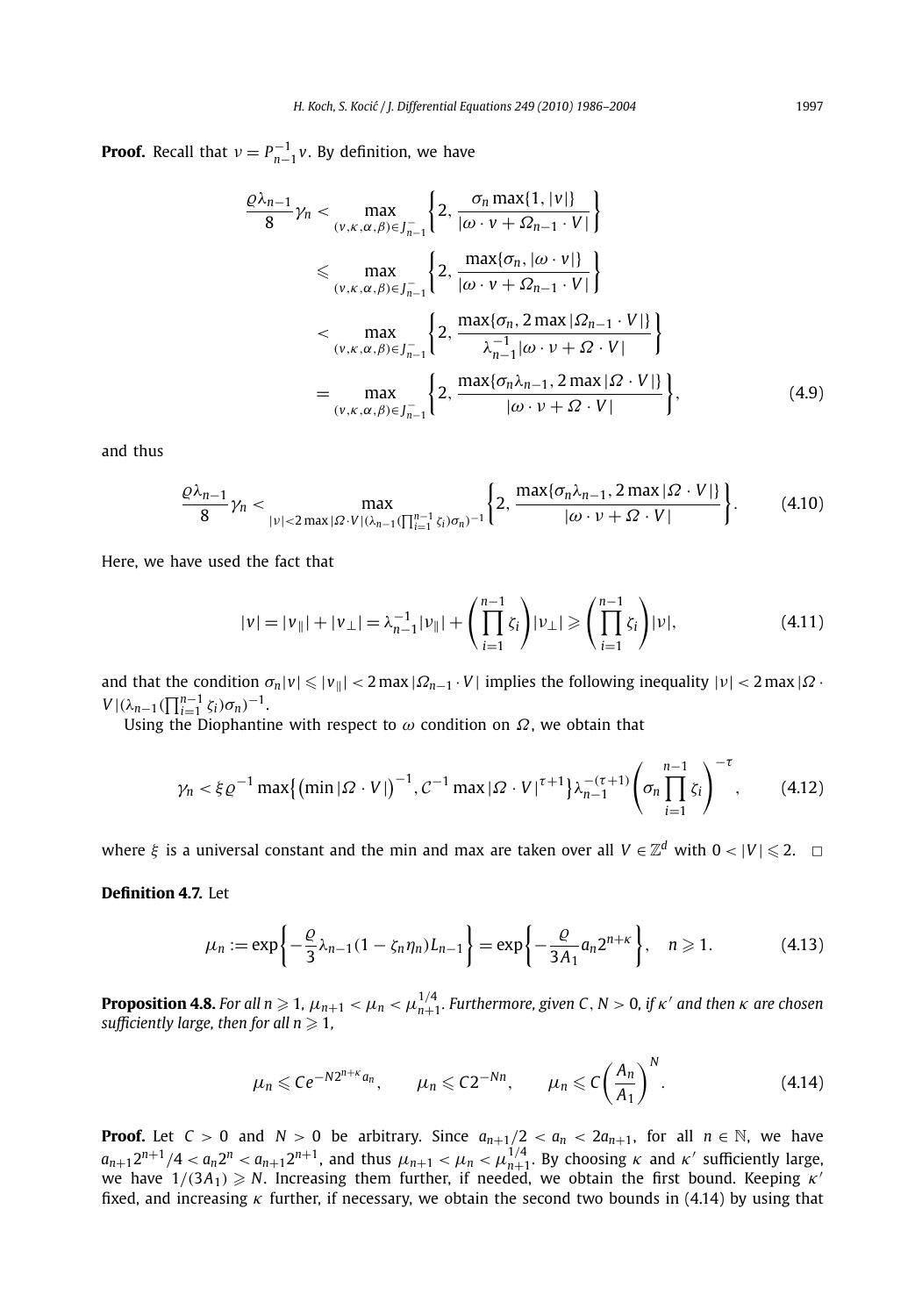**Proof.** Recall that $\nu = P_{n-1}^{-1} v$. By definition, we have

$$
\begin{aligned}
\frac{\varrho \lambda_{n-1}}{8} \gamma_n &< \max_{(v,\kappa,\alpha,\beta) \in J_{n-1}^-} \left\{ 2, \frac{\sigma_n \max\{1, |v|\}}{|\omega \cdot v + \Omega_{n-1} \cdot V|} \right\} \\
&\leqslant \max_{(v,\kappa,\alpha,\beta) \in J_{n-1}^-} \left\{ 2, \frac{\max\{\sigma_n, |\omega \cdot v|\}}{|\omega \cdot v + \Omega_{n-1} \cdot V|} \right\} \\
&< \max_{(v,\kappa,\alpha,\beta) \in J_{n-1}^-} \left\{ 2, \frac{\max\{\sigma_n, 2 \max |\Omega_{n-1} \cdot V|\}}{\lambda_{n-1}^{-1} |\omega \cdot \nu + \Omega \cdot V|} \right\} \\
&= \max_{(v,\kappa,\alpha,\beta) \in J_{n-1}^-} \left\{ 2, \frac{\max\{\sigma_n \lambda_{n-1}, 2 \max |\Omega \cdot V|\}}{|\omega \cdot \nu + \Omega \cdot V|} \right\},
\end{aligned}
\tag{4.9}
$$

and thus

$$
\frac{\varrho \lambda_{n-1}}{8} \gamma_n < \max_{|\nu| < 2 \max |\Omega \cdot V| (\lambda_{n-1} (\prod_{i=1}^{n-1} \zeta_i) \sigma_n)^{-1}} \left\{ 2, \frac{\max\{\sigma_n \lambda_{n-1}, 2 \max |\Omega \cdot V|\}}{|\omega \cdot \nu + \Omega \cdot V|} \right\}. \tag{4.10}
$$

Here, we have used the fact that

$$
|v| = |v_{\parallel}| + |v_{\perp}| = \lambda_{n-1}^{-1} |\nu_{\parallel}| + \left( \prod_{i=1}^{n-1} \zeta_i \right) |\nu_{\perp}| \geqslant \left( \prod_{i=1}^{n-1} \zeta_i \right) |\nu|, \tag{4.11}
$$

and that the condition $\sigma_n |v| \leqslant |v_{\parallel}| < 2 \max |\Omega_{n-1} \cdot V|$ implies the following inequality $|\nu| < 2 \max |\Omega \cdot V| (\lambda_{n-1} (\prod_{i=1}^{n-1} \zeta_i) \sigma_n)^{-1}$.

Using the Diophantine with respect to $\omega$ condition on $\Omega$, we obtain that

$$
\gamma_n < \xi \varrho^{-1} \max\left\{ \left( \min |\Omega \cdot V| \right)^{-1}, \mathcal{C}^{-1} \max |\Omega \cdot V|^{\tau+1} \right\} \lambda_{n-1}^{-(\tau+1)} \left( \sigma_n \prod_{i=1}^{n-1} \zeta_i \right)^{-\tau}, \tag{4.12}
$$

where $\xi$ is a universal constant and the min and max are taken over all $V \in \mathbb{Z}^d$ with $0 < |V| \leqslant 2$. $\square$

**Definition 4.7.** Let

$$
\mu_n := \exp\left\{ -\frac{\varrho}{3} \lambda_{n-1} (1 - \zeta_n \eta_n) L_{n-1} \right\} = \exp\left\{ -\frac{\varrho}{3 A_1} a_n 2^{n+\kappa} \right\}, \quad n \geqslant 1. \tag{4.13}
$$

**Proposition 4.8.** *For all $n \geqslant 1$, $\mu_{n+1} < \mu_n < \mu_{n+1}^{1/4}$. Furthermore, given $C, N > 0$, if $\kappa'$ and then $\kappa$ are chosen sufficiently large, then for all $n \geqslant 1$,*

$$
\mu_n \leqslant C e^{-N 2^{n+\kappa} a_n}, \qquad \mu_n \leqslant C 2^{-Nn}, \qquad \mu_n \leqslant C \left( \frac{A_n}{A_1} \right)^N. \tag{4.14}
$$

**Proof.** Let $C > 0$ and $N > 0$ be arbitrary. Since $a_{n+1}/2 < a_n < 2a_{n+1}$, for all $n \in \mathbb{N}$, we have $a_{n+1} 2^{n+1}/4 < a_n 2^n < a_{n+1} 2^{n+1}$, and thus $\mu_{n+1} < \mu_n < \mu_{n+1}^{1/4}$. By choosing $\kappa$ and $\kappa'$ sufficiently large, we have $1/(3A_1) \geqslant N$. Increasing them further, if needed, we obtain the first bound. Keeping $\kappa'$ fixed, and increasing $\kappa$ further, if necessary, we obtain the second two bounds in (4.14) by using that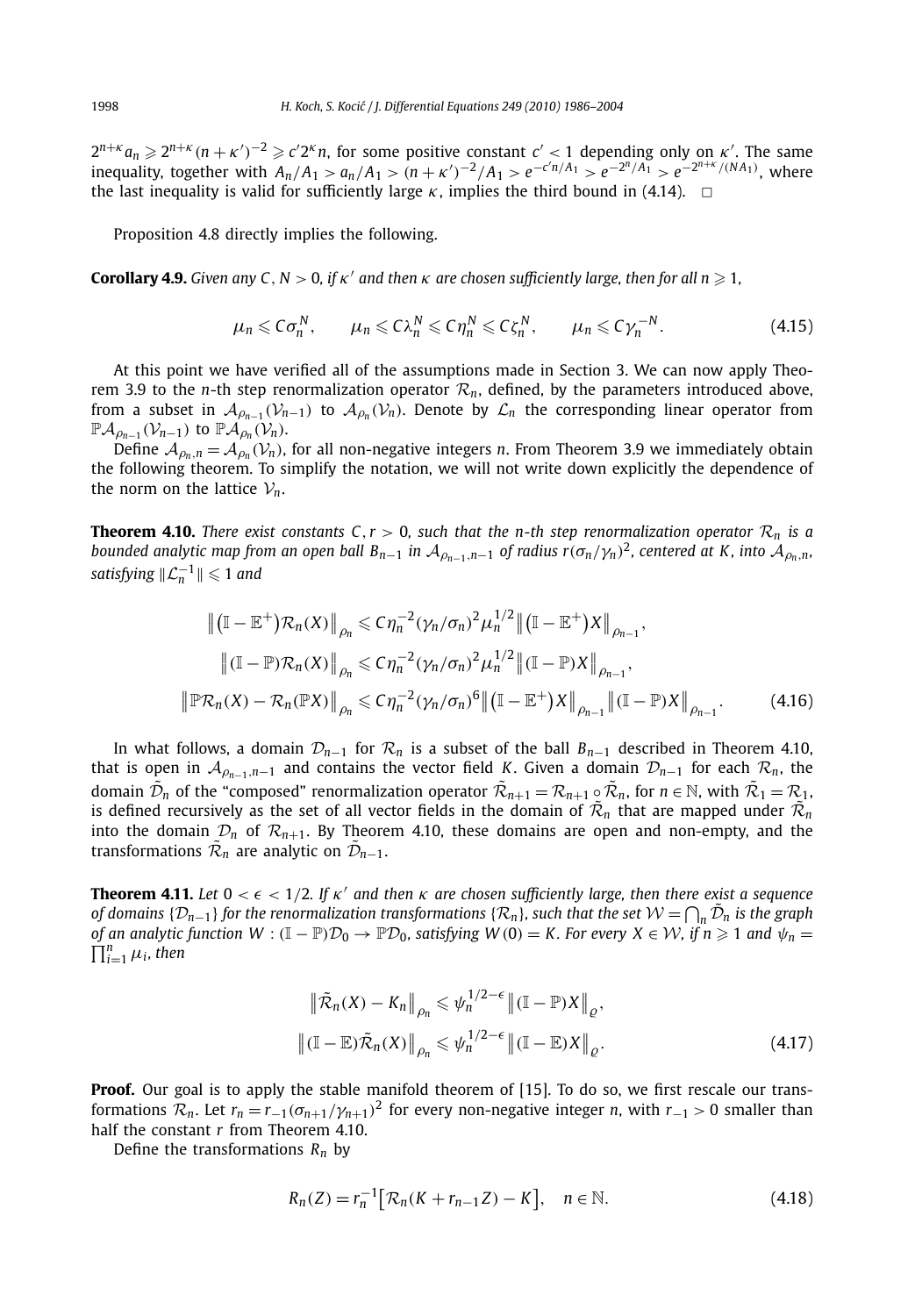$2^{n+\kappa}a_n \geqslant 2^{n+\kappa}(n+\kappa')^{-2} \geqslant c' 2^{\kappa} n$, for some positive constant $c' < 1$ depending only on $\kappa'$. The same inequality, together with $A_n/A_1 > a_n/A_1 > (n+\kappa')^{-2}/A_1 > e^{-c'n/A_1} > e^{-2^n/A_1} > e^{-2^{n+\kappa}/(NA_1)}$, where the last inequality is valid for sufficiently large $\kappa$, implies the third bound in (4.14). $\square$

Proposition 4.8 directly implies the following.

**Corollary 4.9.** *Given any $C, N > 0$, if $\kappa'$ and then $\kappa$ are chosen sufficiently large, then for all $n \geqslant 1$,*

$$\mu_n \leqslant C\sigma_n^N, \qquad \mu_n \leqslant C\lambda_n^N \leqslant C\eta_n^N \leqslant C\zeta_n^N, \qquad \mu_n \leqslant C\gamma_n^{-N}. \tag{4.15}$$

At this point we have verified all of the assumptions made in Section 3. We can now apply Theorem 3.9 to the $n$-th step renormalization operator $\mathcal{R}_n$, defined, by the parameters introduced above, from a subset in $\mathcal{A}_{\rho_{n-1}}(\mathcal{V}_{n-1})$ to $\mathcal{A}_{\rho_n}(\mathcal{V}_n)$. Denote by $\mathcal{L}_n$ the corresponding linear operator from $\mathbb{P}\mathcal{A}_{\rho_{n-1}}(\mathcal{V}_{n-1})$ to $\mathbb{P}\mathcal{A}_{\rho_n}(\mathcal{V}_n)$.

Define $\mathcal{A}_{\rho_n,n} = \mathcal{A}_{\rho_n}(\mathcal{V}_n)$, for all non-negative integers $n$. From Theorem 3.9 we immediately obtain the following theorem. To simplify the notation, we will not write down explicitly the dependence of the norm on the lattice $\mathcal{V}_n$.

**Theorem 4.10.** *There exist constants $C, r > 0$, such that the $n$-th step renormalization operator $\mathcal{R}_n$ is a bounded analytic map from an open ball $B_{n-1}$ in $\mathcal{A}_{\rho_{n-1},n-1}$ of radius $r(\sigma_n/\gamma_n)^2$, centered at $K$, into $\mathcal{A}_{\rho_n,n}$, satisfying $\|\mathcal{L}_n^{-1}\| \leqslant 1$ and*

$$\begin{gathered}
\left\|\left(\mathbb{I}-\mathbb{E}^{+}\right)\mathcal{R}_n(X)\right\|_{\rho_n} \leqslant C\eta_n^{-2}(\gamma_n/\sigma_n)^2\mu_n^{1/2}\left\|\left(\mathbb{I}-\mathbb{E}^{+}\right)X\right\|_{\rho_{n-1}}, \\
\left\|(\mathbb{I}-\mathbb{P})\mathcal{R}_n(X)\right\|_{\rho_n} \leqslant C\eta_n^{-2}(\gamma_n/\sigma_n)^2\mu_n^{1/2}\left\|(\mathbb{I}-\mathbb{P})X\right\|_{\rho_{n-1}}, \\
\left\|\mathbb{P}\mathcal{R}_n(X)-\mathcal{R}_n(\mathbb{P}X)\right\|_{\rho_n} \leqslant C\eta_n^{-2}(\gamma_n/\sigma_n)^6\left\|\left(\mathbb{I}-\mathbb{E}^{+}\right)X\right\|_{\rho_{n-1}}\left\|(\mathbb{I}-\mathbb{P})X\right\|_{\rho_{n-1}}.
\end{gathered} \tag{4.16}$$

In what follows, a domain $\mathcal{D}_{n-1}$ for $\mathcal{R}_n$ is a subset of the ball $B_{n-1}$ described in Theorem 4.10, that is open in $\mathcal{A}_{\rho_{n-1},n-1}$ and contains the vector field $K$. Given a domain $\mathcal{D}_{n-1}$ for each $\mathcal{R}_n$, the domain $\tilde{\mathcal{D}}_n$ of the "composed" renormalization operator $\tilde{\mathcal{R}}_{n+1} = \mathcal{R}_{n+1} \circ \tilde{\mathcal{R}}_n$, for $n \in \mathbb{N}$, with $\tilde{\mathcal{R}}_1 = \mathcal{R}_1$, is defined recursively as the set of all vector fields in the domain of $\tilde{\mathcal{R}}_n$ that are mapped under $\tilde{\mathcal{R}}_n$ into the domain $\mathcal{D}_n$ of $\mathcal{R}_{n+1}$. By Theorem 4.10, these domains are open and non-empty, and the transformations $\tilde{\mathcal{R}}_n$ are analytic on $\tilde{\mathcal{D}}_{n-1}$.

**Theorem 4.11.** *Let $0 < \epsilon < 1/2$. If $\kappa'$ and then $\kappa$ are chosen sufficiently large, then there exist a sequence of domains $\{\mathcal{D}_{n-1}\}$ for the renormalization transformations $\{\mathcal{R}_n\}$, such that the set $\mathcal{W} = \bigcap_n \tilde{\mathcal{D}}_n$ is the graph of an analytic function $W : (\mathbb{I}-\mathbb{P})\mathcal{D}_0 \to \mathbb{P}\mathcal{D}_0$, satisfying $W(0) = K$. For every $X \in \mathcal{W}$, if $n \geqslant 1$ and $\psi_n = \prod_{i=1}^n \mu_i$, then*

$$\begin{gathered}
\left\|\tilde{\mathcal{R}}_n(X) - K_n\right\|_{\rho_n} \leqslant \psi_n^{1/2-\epsilon}\left\|(\mathbb{I}-\mathbb{P})X\right\|_{\varrho}, \\
\left\|(\mathbb{I}-\mathbb{E})\tilde{\mathcal{R}}_n(X)\right\|_{\rho_n} \leqslant \psi_n^{1/2-\epsilon}\left\|(\mathbb{I}-\mathbb{E})X\right\|_{\varrho}.
\end{gathered} \tag{4.17}$$

**Proof.** Our goal is to apply the stable manifold theorem of [15]. To do so, we first rescale our transformations $\mathcal{R}_n$. Let $r_n = r_{-1}(\sigma_{n+1}/\gamma_{n+1})^2$ for every non-negative integer $n$, with $r_{-1} > 0$ smaller than half the constant $r$ from Theorem 4.10.

Define the transformations $R_n$ by

$$R_n(Z) = r_n^{-1}\left[\mathcal{R}_n(K + r_{n-1}Z) - K\right], \quad n \in \mathbb{N}. \tag{4.18}$$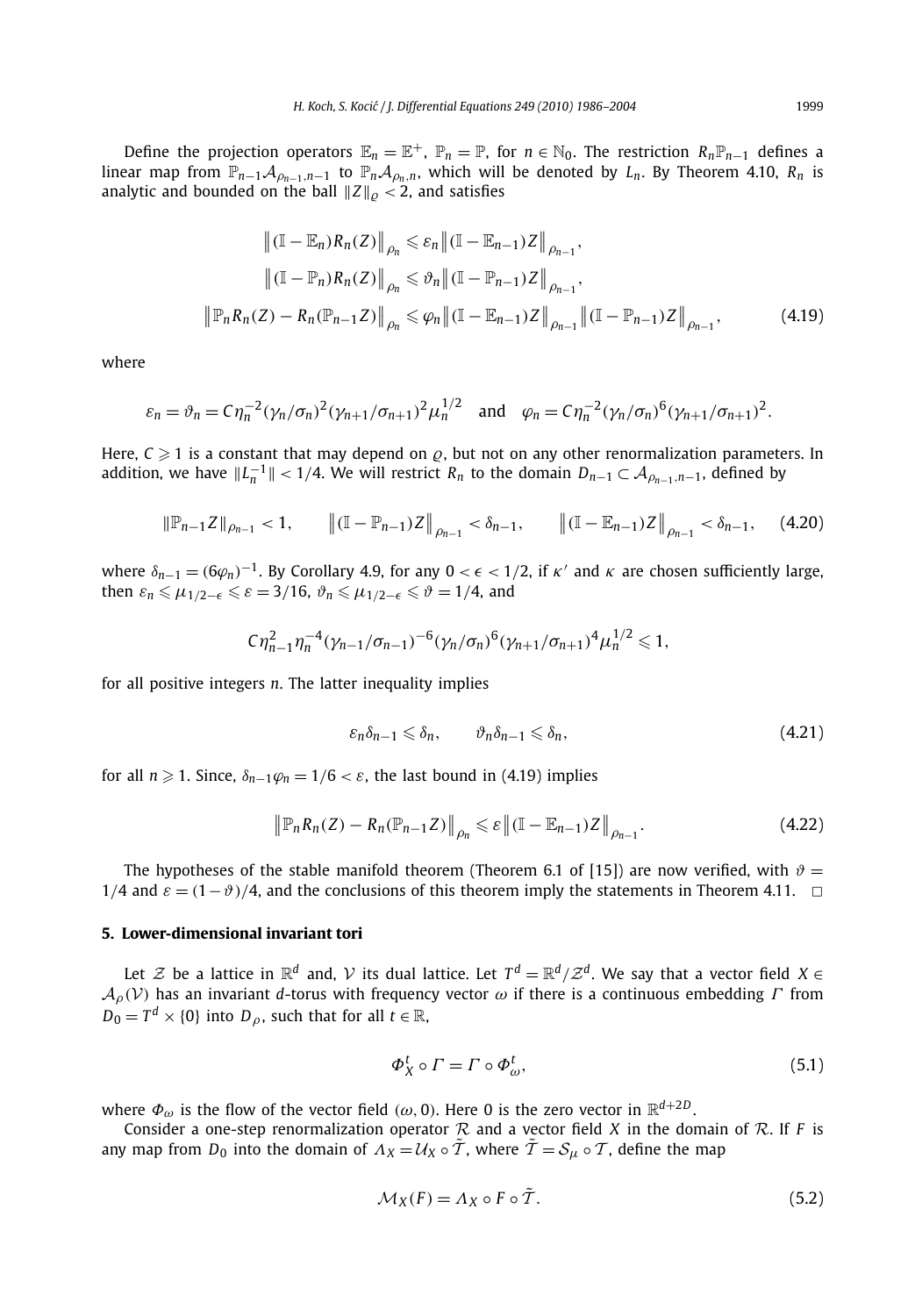Define the projection operators $\mathbb{E}_n = \mathbb{E}^+$, $\mathbb{P}_n = \mathbb{P}$, for $n \in \mathbb{N}_0$. The restriction $R_n \mathbb{P}_{n-1}$ defines a linear map from $\mathbb{P}_{n-1}\mathcal{A}_{\rho_{n-1},n-1}$ to $\mathbb{P}_n \mathcal{A}_{\rho_n,n}$, which will be denoted by $L_n$. By Theorem 4.10, $R_n$ is analytic and bounded on the ball $\|Z\|_\varrho < 2$, and satisfies

$$
\begin{aligned}
\left\|(\mathbb{I}-\mathbb{E}_n)R_n(Z)\right\|_{\rho_n} &\leqslant \varepsilon_n \left\|(\mathbb{I}-\mathbb{E}_{n-1})Z\right\|_{\rho_{n-1}},\\
\left\|(\mathbb{I}-\mathbb{P}_n)R_n(Z)\right\|_{\rho_n} &\leqslant \vartheta_n \left\|(\mathbb{I}-\mathbb{P}_{n-1})Z\right\|_{\rho_{n-1}},\\
\left\|\mathbb{P}_n R_n(Z) - R_n(\mathbb{P}_{n-1}Z)\right\|_{\rho_n} &\leqslant \varphi_n \left\|(\mathbb{I}-\mathbb{E}_{n-1})Z\right\|_{\rho_{n-1}} \left\|(\mathbb{I}-\mathbb{P}_{n-1})Z\right\|_{\rho_{n-1}},
\end{aligned}
\tag{4.19}
$$

where

$$
\varepsilon_n = \vartheta_n = C\eta_n^{-2}(\gamma_n/\sigma_n)^2(\gamma_{n+1}/\sigma_{n+1})^2\mu_n^{1/2} \quad \text{and} \quad \varphi_n = C\eta_n^{-2}(\gamma_n/\sigma_n)^6(\gamma_{n+1}/\sigma_{n+1})^2.
$$

Here, $C \geqslant 1$ is a constant that may depend on $\varrho$, but not on any other renormalization parameters. In addition, we have $\|L_n^{-1}\| < 1/4$. We will restrict $R_n$ to the domain $D_{n-1} \subset \mathcal{A}_{\rho_{n-1},n-1}$, defined by

$$
\|\mathbb{P}_{n-1}Z\|_{\rho_{n-1}} < 1, \qquad \left\|(\mathbb{I}-\mathbb{P}_{n-1})Z\right\|_{\rho_{n-1}} < \delta_{n-1}, \qquad \left\|(\mathbb{I}-\mathbb{E}_{n-1})Z\right\|_{\rho_{n-1}} < \delta_{n-1}, \tag{4.20}
$$

where $\delta_{n-1} = (6\varphi_n)^{-1}$. By Corollary 4.9, for any $0 < \epsilon < 1/2$, if $\kappa'$ and $\kappa$ are chosen sufficiently large, then $\varepsilon_n \leqslant \mu_{1/2-\epsilon} \leqslant \varepsilon = 3/16$, $\vartheta_n \leqslant \mu_{1/2-\epsilon} \leqslant \vartheta = 1/4$, and

$$
C\eta_{n-1}^2\eta_n^{-4}(\gamma_{n-1}/\sigma_{n-1})^{-6}(\gamma_n/\sigma_n)^6(\gamma_{n+1}/\sigma_{n+1})^4\mu_n^{1/2} \leqslant 1,
$$

for all positive integers $n$. The latter inequality implies

$$
\varepsilon_n\delta_{n-1} \leqslant \delta_n, \qquad \vartheta_n\delta_{n-1} \leqslant \delta_n, \tag{4.21}
$$

for all $n \geqslant 1$. Since, $\delta_{n-1}\varphi_n = 1/6 < \varepsilon$, the last bound in (4.19) implies

$$
\left\|\mathbb{P}_n R_n(Z) - R_n(\mathbb{P}_{n-1}Z)\right\|_{\rho_n} \leqslant \varepsilon \left\|(\mathbb{I}-\mathbb{E}_{n-1})Z\right\|_{\rho_{n-1}}. \tag{4.22}
$$

The hypotheses of the stable manifold theorem (Theorem 6.1 of [15]) are now verified, with $\vartheta = 1/4$ and $\varepsilon = (1-\vartheta)/4$, and the conclusions of this theorem imply the statements in Theorem 4.11. $\square$

## 5. Lower-dimensional invariant tori

Let $\mathcal{Z}$ be a lattice in $\mathbb{R}^d$ and, $\mathcal{V}$ its dual lattice. Let $T^d = \mathbb{R}^d/\mathcal{Z}^d$. We say that a vector field $X \in \mathcal{A}_\rho(\mathcal{V})$ has an invariant $d$-torus with frequency vector $\omega$ if there is a continuous embedding $\Gamma$ from $D_0 = T^d \times \{0\}$ into $D_\rho$, such that for all $t \in \mathbb{R}$,

$$
\Phi_X^t \circ \Gamma = \Gamma \circ \Phi_\omega^t, \tag{5.1}
$$

where $\Phi_\omega$ is the flow of the vector field $(\omega, 0)$. Here 0 is the zero vector in $\mathbb{R}^{d+2D}$.

Consider a one-step renormalization operator $\mathcal{R}$ and a vector field $X$ in the domain of $\mathcal{R}$. If $F$ is any map from $D_0$ into the domain of $\Lambda_X = \mathcal{U}_X \circ \tilde{\mathcal{T}}$, where $\tilde{\mathcal{T}} = \mathcal{S}_\mu \circ \mathcal{T}$, define the map

$$
\mathcal{M}_X(F) = \Lambda_X \circ F \circ \tilde{\mathcal{T}}. \tag{5.2}
$$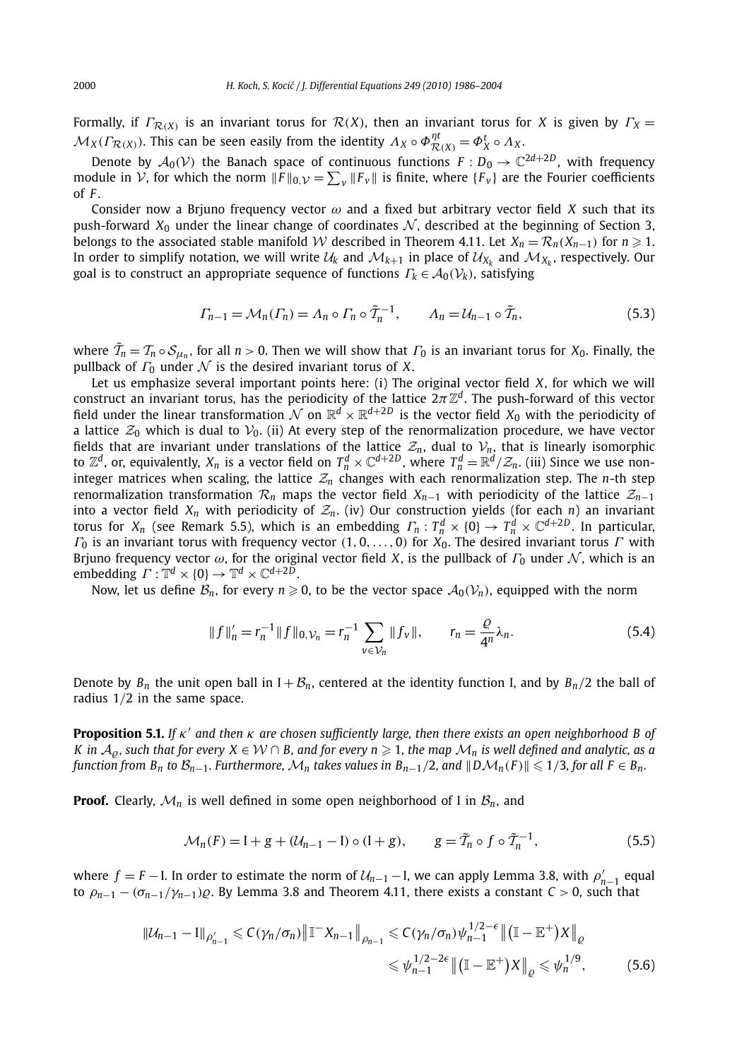Formally, if $\Gamma_{\mathcal{R}(X)}$ is an invariant torus for $\mathcal{R}(X)$, then an invariant torus for $X$ is given by $\Gamma_X = \mathcal{M}_X(\Gamma_{\mathcal{R}(X)})$. This can be seen easily from the identity $\Lambda_X \circ \Phi^{\eta t}_{\mathcal{R}(X)} = \Phi^t_X \circ \Lambda_X$.

Denote by $\mathcal{A}_0(\mathcal{V})$ the Banach space of continuous functions $F : D_0 \to \mathbb{C}^{2d+2D}$, with frequency module in $\mathcal{V}$, for which the norm $\|F\|_{0,\mathcal{V}} = \sum_\nu \|F_\nu\|$ is finite, where $\{F_\nu\}$ are the Fourier coefficients of $F$.

Consider now a Brjuno frequency vector $\omega$ and a fixed but arbitrary vector field $X$ such that its push-forward $X_0$ under the linear change of coordinates $\mathcal{N}$, described at the beginning of Section 3, belongs to the associated stable manifold $\mathcal{W}$ described in Theorem 4.11. Let $X_n = \mathcal{R}_n(X_{n-1})$ for $n \geqslant 1$. In order to simplify notation, we will write $\mathcal{U}_k$ and $\mathcal{M}_{k+1}$ in place of $\mathcal{U}_{X_k}$ and $\mathcal{M}_{X_k}$, respectively. Our goal is to construct an appropriate sequence of functions $\Gamma_k \in \mathcal{A}_0(\mathcal{V}_k)$, satisfying

$$\Gamma_{n-1} = \mathcal{M}_n(\Gamma_n) = \Lambda_n \circ \Gamma_n \circ \tilde{\mathcal{T}}_n^{-1}, \qquad \Lambda_n = \mathcal{U}_{n-1} \circ \tilde{\mathcal{T}}_n, \tag{5.3}$$

where $\tilde{\mathcal{T}}_n = \mathcal{T}_n \circ \mathcal{S}_{\mu_n}$, for all $n > 0$. Then we will show that $\Gamma_0$ is an invariant torus for $X_0$. Finally, the pullback of $\Gamma_0$ under $\mathcal{N}$ is the desired invariant torus of $X$.

Let us emphasize several important points here: (i) The original vector field $X$, for which we will construct an invariant torus, has the periodicity of the lattice $2\pi\mathbb{Z}^d$. The push-forward of this vector field under the linear transformation $\mathcal{N}$ on $\mathbb{R}^d \times \mathbb{R}^{d+2D}$ is the vector field $X_0$ with the periodicity of a lattice $\mathcal{Z}_0$ which is dual to $\mathcal{V}_0$. (ii) At every step of the renormalization procedure, we have vector fields that are invariant under translations of the lattice $\mathcal{Z}_n$, dual to $\mathcal{V}_n$, that is linearly isomorphic to $\mathbb{Z}^d$, or, equivalently, $X_n$ is a vector field on $T^d_n \times \mathbb{C}^{d+2D}$, where $T^d_n = \mathbb{R}^d/\mathcal{Z}_n$. (iii) Since we use non-integer matrices when scaling, the lattice $\mathcal{Z}_n$ changes with each renormalization step. The $n$-th step renormalization transformation $\mathcal{R}_n$ maps the vector field $X_{n-1}$ with periodicity of the lattice $\mathcal{Z}_{n-1}$ into a vector field $X_n$ with periodicity of $\mathcal{Z}_n$. (iv) Our construction yields (for each $n$) an invariant torus for $X_n$ (see Remark 5.5), which is an embedding $\Gamma_n : T^d_n \times \{0\} \to T^d_n \times \mathbb{C}^{d+2D}$. In particular, $\Gamma_0$ is an invariant torus with frequency vector $(1, 0, \ldots, 0)$ for $X_0$. The desired invariant torus $\Gamma$ with Brjuno frequency vector $\omega$, for the original vector field $X$, is the pullback of $\Gamma_0$ under $\mathcal{N}$, which is an embedding $\Gamma : \mathbb{T}^d \times \{0\} \to \mathbb{T}^d \times \mathbb{C}^{d+2D}$.

Now, let us define $\mathcal{B}_n$, for every $n \geqslant 0$, to be the vector space $\mathcal{A}_0(\mathcal{V}_n)$, equipped with the norm

$$\|f\|'_n = r_n^{-1}\|f\|_{0,\mathcal{V}_n} = r_n^{-1}\sum_{\nu\in\mathcal{V}_n}\|f_\nu\|, \qquad r_n = \frac{\varrho}{4^n}\lambda_n. \tag{5.4}$$

Denote by $B_n$ the unit open ball in $\mathrm{I} + \mathcal{B}_n$, centered at the identity function I, and by $B_n/2$ the ball of radius $1/2$ in the same space.

**Proposition 5.1.** *If $\kappa'$ and then $\kappa$ are chosen sufficiently large, then there exists an open neighborhood $B$ of $K$ in $\mathcal{A}_\varrho$, such that for every $X \in \mathcal{W} \cap B$, and for every $n \geqslant 1$, the map $\mathcal{M}_n$ is well defined and analytic, as a function from $B_n$ to $\mathcal{B}_{n-1}$. Furthermore, $\mathcal{M}_n$ takes values in $B_{n-1}/2$, and $\|D\mathcal{M}_n(F)\| \leqslant 1/3$, for all $F \in B_n$.*

**Proof.** Clearly, $\mathcal{M}_n$ is well defined in some open neighborhood of I in $\mathcal{B}_n$, and

$$\mathcal{M}_n(F) = \mathrm{I} + g + (\mathcal{U}_{n-1} - \mathrm{I}) \circ (\mathrm{I} + g), \qquad g = \tilde{\mathcal{T}}_n \circ f \circ \tilde{\mathcal{T}}_n^{-1}, \tag{5.5}$$

where $f = F - \mathrm{I}$. In order to estimate the norm of $\mathcal{U}_{n-1} - \mathrm{I}$, we can apply Lemma 3.8, with $\rho'_{n-1}$ equal to $\rho_{n-1} - (\sigma_{n-1}/\gamma_{n-1})\varrho$. By Lemma 3.8 and Theorem 4.11, there exists a constant $C > 0$, such that

$$\begin{aligned}\|\mathcal{U}_{n-1} - \mathrm{I}\|_{\rho'_{n-1}} &\leqslant C(\gamma_n/\sigma_n)\big\|\mathbb{I}^- X_{n-1}\big\|_{\rho_{n-1}} \leqslant C(\gamma_n/\sigma_n)\psi_{n-1}^{1/2-\epsilon}\big\|\big(\mathbb{I} - \mathbb{E}^+\big)X\big\|_\varrho \\ &\leqslant \psi_{n-1}^{1/2-2\epsilon}\big\|\big(\mathbb{I} - \mathbb{E}^+\big)X\big\|_\varrho \leqslant \psi_n^{1/9}, \end{aligned} \tag{5.6}$$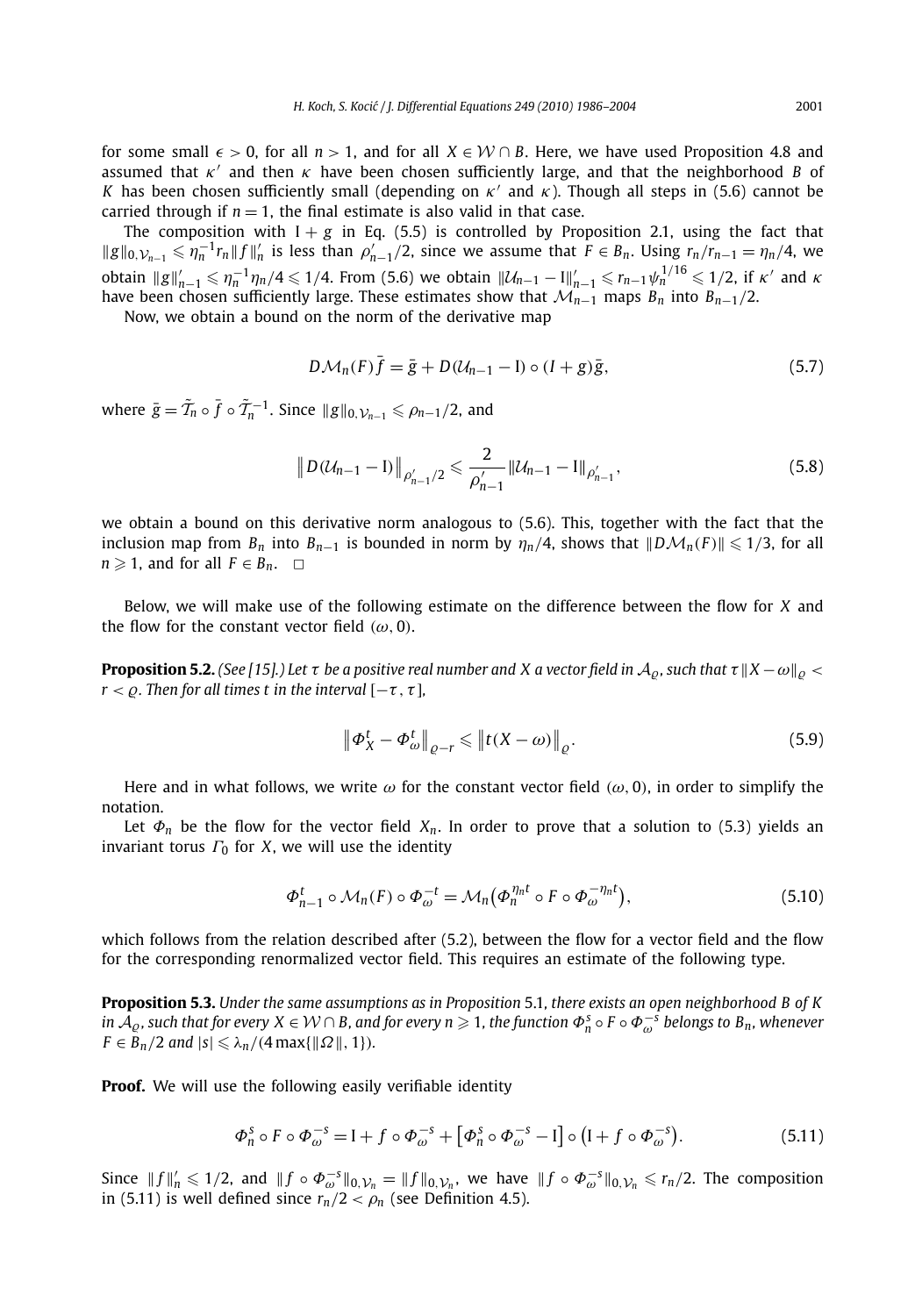for some small $\epsilon > 0$, for all $n > 1$, and for all $X \in \mathcal{W} \cap B$. Here, we have used Proposition 4.8 and assumed that $\kappa'$ and then $\kappa$ have been chosen sufficiently large, and that the neighborhood $B$ of $K$ has been chosen sufficiently small (depending on $\kappa'$ and $\kappa$). Though all steps in (5.6) cannot be carried through if $n = 1$, the final estimate is also valid in that case.

The composition with $\mathrm{I} + g$ in Eq. (5.5) is controlled by Proposition 2.1, using the fact that $\|g\|_{0,\mathcal{V}_{n-1}} \leqslant \eta_n^{-1} r_n \|f\|'_n$ is less than $\rho'_{n-1}/2$, since we assume that $F \in B_n$. Using $r_n/r_{n-1} = \eta_n/4$, we obtain $\|g\|'_{n-1} \leqslant \eta_n^{-1}\eta_n/4 \leqslant 1/4$. From (5.6) we obtain $\|\mathcal{U}_{n-1} - \mathrm{I}\|'_{n-1} \leqslant r_{n-1}\psi_n^{1/16} \leqslant 1/2$, if $\kappa'$ and $\kappa$ have been chosen sufficiently large. These estimates show that $\mathcal{M}_{n-1}$ maps $B_n$ into $B_{n-1}/2$.

Now, we obtain a bound on the norm of the derivative map

$$D\mathcal{M}_n(F)\bar{f} = \bar{g} + D(\mathcal{U}_{n-1} - \mathrm{I}) \circ (I + g)\bar{g}, \tag{5.7}$$

where $\bar{g} = \tilde{\mathcal{T}}_n \circ \bar{f} \circ \tilde{\mathcal{T}}_n^{-1}$. Since $\|g\|_{0,\mathcal{V}_{n-1}} \leqslant \rho_{n-1}/2$, and

$$\left\| D(\mathcal{U}_{n-1} - \mathrm{I}) \right\|_{\rho'_{n-1}/2} \leqslant \frac{2}{\rho'_{n-1}} \|\mathcal{U}_{n-1} - \mathrm{I}\|_{\rho'_{n-1}}, \tag{5.8}$$

we obtain a bound on this derivative norm analogous to (5.6). This, together with the fact that the inclusion map from $B_n$ into $B_{n-1}$ is bounded in norm by $\eta_n/4$, shows that $\|D\mathcal{M}_n(F)\| \leqslant 1/3$, for all $n \geqslant 1$, and for all $F \in B_n$. $\square$

Below, we will make use of the following estimate on the difference between the flow for $X$ and the flow for the constant vector field $(\omega, 0)$.

**Proposition 5.2.** *(See [15].) Let $\tau$ be a positive real number and $X$ a vector field in $\mathcal{A}_\varrho$, such that $\tau\|X - \omega\|_\varrho < r < \varrho$. Then for all times $t$ in the interval $[-\tau, \tau]$,*

$$\left\| \Phi_X^t - \Phi_\omega^t \right\|_{\varrho - r} \leqslant \left\| t(X - \omega) \right\|_\varrho. \tag{5.9}$$

Here and in what follows, we write $\omega$ for the constant vector field $(\omega, 0)$, in order to simplify the notation.

Let $\Phi_n$ be the flow for the vector field $X_n$. In order to prove that a solution to (5.3) yields an invariant torus $\Gamma_0$ for $X$, we will use the identity

$$\Phi_{n-1}^t \circ \mathcal{M}_n(F) \circ \Phi_\omega^{-t} = \mathcal{M}_n\left(\Phi_n^{\eta_n t} \circ F \circ \Phi_\omega^{-\eta_n t}\right), \tag{5.10}$$

which follows from the relation described after (5.2), between the flow for a vector field and the flow for the corresponding renormalized vector field. This requires an estimate of the following type.

**Proposition 5.3.** *Under the same assumptions as in Proposition 5.1, there exists an open neighborhood $B$ of $K$ in $\mathcal{A}_\varrho$, such that for every $X \in \mathcal{W} \cap B$, and for every $n \geqslant 1$, the function $\Phi_n^s \circ F \circ \Phi_\omega^{-s}$ belongs to $B_n$, whenever $F \in B_n/2$ and $|s| \leqslant \lambda_n/(4\max\{\|\Omega\|, 1\})$.*

**Proof.** We will use the following easily verifiable identity

$$\Phi_n^s \circ F \circ \Phi_\omega^{-s} = \mathrm{I} + f \circ \Phi_\omega^{-s} + \left[\Phi_n^s \circ \Phi_\omega^{-s} - \mathrm{I}\right] \circ \left(\mathrm{I} + f \circ \Phi_\omega^{-s}\right). \tag{5.11}$$

Since $\|f\|'_n \leqslant 1/2$, and $\|f \circ \Phi_\omega^{-s}\|_{0,\mathcal{V}_n} = \|f\|_{0,\mathcal{V}_n}$, we have $\|f \circ \Phi_\omega^{-s}\|_{0,\mathcal{V}_n} \leqslant r_n/2$. The composition in (5.11) is well defined since $r_n/2 < \rho_n$ (see Definition 4.5).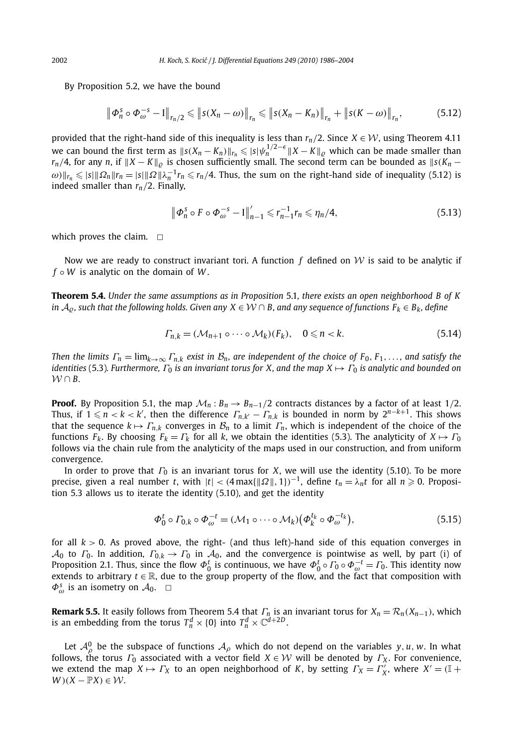By Proposition 5.2, we have the bound

$$\left\| \Phi_n^s \circ \Phi_\omega^{-s} - \mathrm{I} \right\|_{r_n/2} \leqslant \left\| s(X_n - \omega) \right\|_{r_n} \leqslant \left\| s(X_n - K_n) \right\|_{r_n} + \left\| s(K - \omega) \right\|_{r_n}, \tag{5.12}$$

provided that the right-hand side of this inequality is less than $r_n/2$. Since $X \in \mathcal{W}$, using Theorem 4.11 we can bound the first term as $\|s(X_n - K_n)\|_{r_n} \leqslant |s| \psi_n^{1/2-\epsilon} \|X - K\|_\varrho$ which can be made smaller than $r_n/4$, for any $n$, if $\|X - K\|_\varrho$ is chosen sufficiently small. The second term can be bounded as $\|s(K_n - \omega)\|_{r_n} \leqslant |s| \|\Omega_n\| r_n = |s| \|\Omega\| \lambda_n^{-1} r_n \leqslant r_n/4$. Thus, the sum on the right-hand side of inequality (5.12) is indeed smaller than $r_n/2$. Finally,

$$\left\| \Phi_n^s \circ F \circ \Phi_\omega^{-s} - \mathrm{I} \right\|_{n-1}' \leqslant r_{n-1}^{-1} r_n \leqslant \eta_n/4, \tag{5.13}$$

which proves the claim. $\square$

Now we are ready to construct invariant tori. A function $f$ defined on $\mathcal{W}$ is said to be analytic if $f \circ W$ is analytic on the domain of $W$.

**Theorem 5.4.** *Under the same assumptions as in Proposition 5.1, there exists an open neighborhood $B$ of $K$ in $\mathcal{A}_\varrho$, such that the following holds. Given any $X \in \mathcal{W} \cap B$, and any sequence of functions $F_k \in B_k$, define*

$$\Gamma_{n,k} = (\mathcal{M}_{n+1} \circ \cdots \circ \mathcal{M}_k)(F_k), \quad 0 \leqslant n < k. \tag{5.14}$$

*Then the limits $\Gamma_n = \lim_{k\to\infty} \Gamma_{n,k}$ exist in $\mathcal{B}_n$, are independent of the choice of $F_0, F_1, \ldots,$ and satisfy the identities (5.3). Furthermore, $\Gamma_0$ is an invariant torus for $X$, and the map $X \mapsto \Gamma_0$ is analytic and bounded on $\mathcal{W} \cap B$.*

**Proof.** By Proposition 5.1, the map $\mathcal{M}_n : B_n \to B_{n-1}/2$ contracts distances by a factor of at least $1/2$. Thus, if $1 \leqslant n < k < k'$, then the difference $\Gamma_{n,k'} - \Gamma_{n,k}$ is bounded in norm by $2^{n-k+1}$. This shows that the sequence $k \mapsto \Gamma_{n,k}$ converges in $\mathcal{B}_n$ to a limit $\Gamma_n$, which is independent of the choice of the functions $F_k$. By choosing $F_k = \Gamma_k$ for all $k$, we obtain the identities (5.3). The analyticity of $X \mapsto \Gamma_0$ follows via the chain rule from the analyticity of the maps used in our construction, and from uniform convergence.

In order to prove that $\Gamma_0$ is an invariant torus for $X$, we will use the identity (5.10). To be more precise, given a real number $t$, with $|t| < (4 \max\{\|\Omega\|, 1\})^{-1}$, define $t_n = \lambda_n t$ for all $n \geqslant 0$. Proposition 5.3 allows us to iterate the identity (5.10), and get the identity

$$\Phi_0^t \circ \Gamma_{0,k} \circ \Phi_\omega^{-t} = (\mathcal{M}_1 \circ \cdots \circ \mathcal{M}_k)\left(\Phi_k^{t_k} \circ \Phi_\omega^{-t_k}\right), \tag{5.15}$$

for all $k > 0$. As proved above, the right- (and thus left)-hand side of this equation converges in $\mathcal{A}_0$ to $\Gamma_0$. In addition, $\Gamma_{0,k} \to \Gamma_0$ in $\mathcal{A}_0$, and the convergence is pointwise as well, by part (i) of Proposition 2.1. Thus, since the flow $\Phi_0^t$ is continuous, we have $\Phi_0^t \circ \Gamma_0 \circ \Phi_\omega^{-t} = \Gamma_0$. This identity now extends to arbitrary $t \in \mathbb{R}$, due to the group property of the flow, and the fact that composition with $\Phi_\omega^s$ is an isometry on $\mathcal{A}_0$. $\square$

**Remark 5.5.** It easily follows from Theorem 5.4 that $\Gamma_n$ is an invariant torus for $X_n = \mathcal{R}_n(X_{n-1})$, which is an embedding from the torus $T_n^d \times \{0\}$ into $T_n^d \times \mathbb{C}^{d+2D}$.

Let $\mathcal{A}_\rho^0$ be the subspace of functions $\mathcal{A}_\rho$ which do not depend on the variables $y, u, w$. In what follows, the torus $\Gamma_0$ associated with a vector field $X \in \mathcal{W}$ will be denoted by $\Gamma_X$. For convenience, we extend the map $X \mapsto \Gamma_X$ to an open neighborhood of $K$, by setting $\Gamma_X = \Gamma_{X'}'$, where $X' = (\mathbb{I} + W)(X - \mathbb{P}X) \in \mathcal{W}$.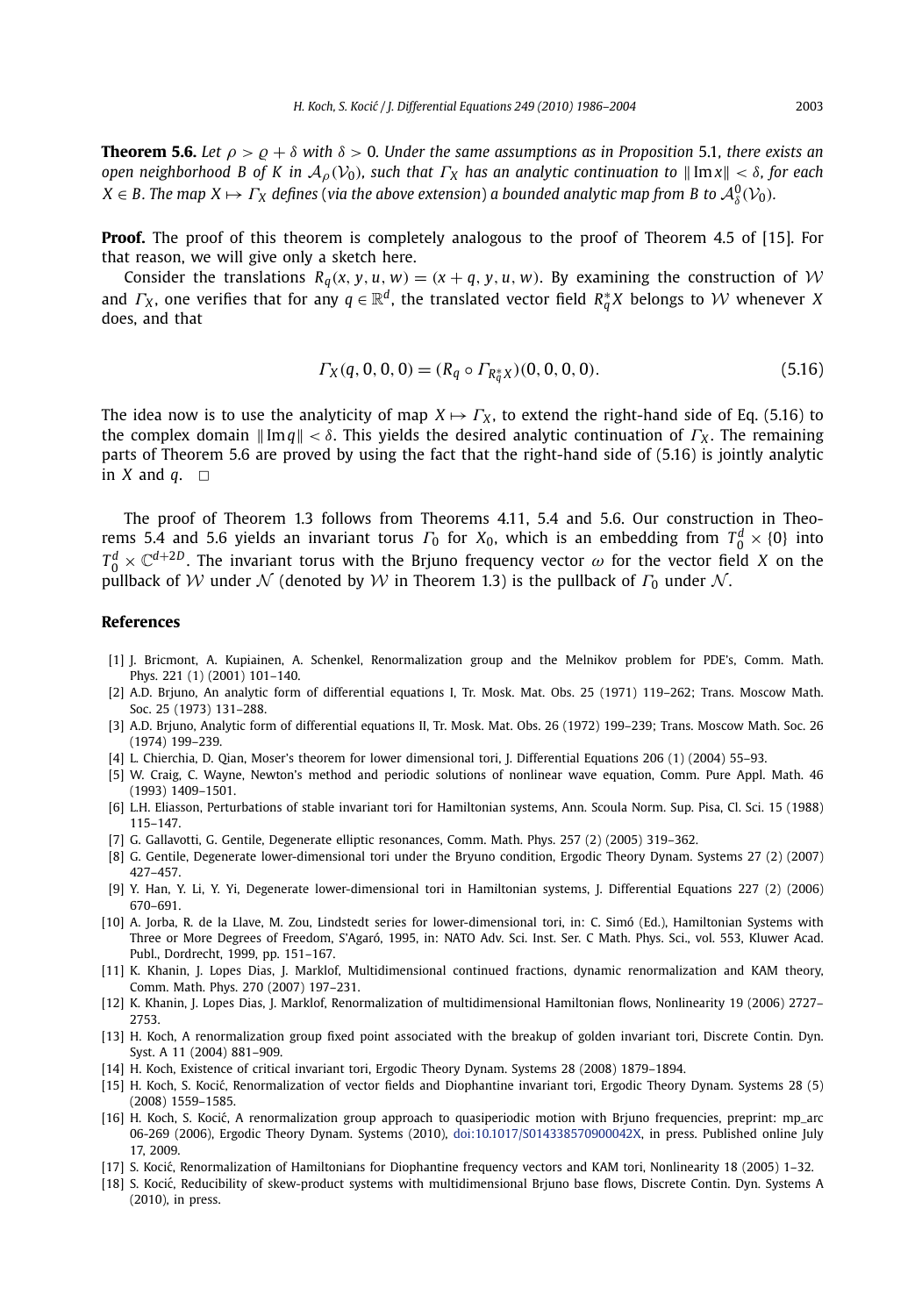**Theorem 5.6.** *Let $\rho > \varrho + \delta$ with $\delta > 0$. Under the same assumptions as in Proposition* 5.1*, there exists an open neighborhood $B$ of $K$ in $\mathcal{A}_\rho(\mathcal{V}_0)$, such that $\Gamma_X$ has an analytic continuation to $\|\operatorname{Im} x\| < \delta$, for each $X \in B$. The map $X \mapsto \Gamma_X$ defines* (*via the above extension*) *a bounded analytic map from $B$ to $\mathcal{A}^0_\delta(\mathcal{V}_0)$.*

**Proof.** The proof of this theorem is completely analogous to the proof of Theorem 4.5 of [15]. For that reason, we will give only a sketch here.

Consider the translations $R_q(x, y, u, w) = (x + q, y, u, w)$. By examining the construction of $\mathcal{W}$ and $\Gamma_X$, one verifies that for any $q \in \mathbb{R}^d$, the translated vector field $R_q^* X$ belongs to $\mathcal{W}$ whenever $X$ does, and that

$$\Gamma_X(q, 0, 0, 0) = (R_q \circ \Gamma_{R_q^* X})(0, 0, 0, 0). \tag{5.16}$$

The idea now is to use the analyticity of map $X \mapsto \Gamma_X$, to extend the right-hand side of Eq. (5.16) to the complex domain $\|\operatorname{Im} q\| < \delta$. This yields the desired analytic continuation of $\Gamma_X$. The remaining parts of Theorem 5.6 are proved by using the fact that the right-hand side of (5.16) is jointly analytic in $X$ and $q$. $\square$

The proof of Theorem 1.3 follows from Theorems 4.11, 5.4 and 5.6. Our construction in Theorems 5.4 and 5.6 yields an invariant torus $\Gamma_0$ for $X_0$, which is an embedding from $\mathbb{T}_0^d \times \{0\}$ into $\mathbb{T}_0^d \times \mathbb{C}^{d+2D}$. The invariant torus with the Brjuno frequency vector $\omega$ for the vector field $X$ on the pullback of $\mathcal{W}$ under $\mathcal{N}$ (denoted by $\mathcal{W}$ in Theorem 1.3) is the pullback of $\Gamma_0$ under $\mathcal{N}$.

## References

[1] J. Bricmont, A. Kupiainen, A. Schenkel, Renormalization group and the Melnikov problem for PDE's, Comm. Math. Phys. 221 (1) (2001) 101–140.

[2] A.D. Brjuno, An analytic form of differential equations I, Tr. Mosk. Mat. Obs. 25 (1971) 119–262; Trans. Moscow Math. Soc. 25 (1973) 131–288.

[3] A.D. Brjuno, Analytic form of differential equations II, Tr. Mosk. Mat. Obs. 26 (1972) 199–239; Trans. Moscow Math. Soc. 26 (1974) 199–239.

[4] L. Chierchia, D. Qian, Moser's theorem for lower dimensional tori, J. Differential Equations 206 (1) (2004) 55–93.

[5] W. Craig, C. Wayne, Newton's method and periodic solutions of nonlinear wave equation, Comm. Pure Appl. Math. 46 (1993) 1409–1501.

[6] L.H. Eliasson, Perturbations of stable invariant tori for Hamiltonian systems, Ann. Scoula Norm. Sup. Pisa, Cl. Sci. 15 (1988) 115–147.

[7] G. Gallavotti, G. Gentile, Degenerate elliptic resonances, Comm. Math. Phys. 257 (2) (2005) 319–362.

[8] G. Gentile, Degenerate lower-dimensional tori under the Bryuno condition, Ergodic Theory Dynam. Systems 27 (2) (2007) 427–457.

[9] Y. Han, Y. Li, Y. Yi, Degenerate lower-dimensional tori in Hamiltonian systems, J. Differential Equations 227 (2) (2006) 670–691.

[10] A. Jorba, R. de la Llave, M. Zou, Lindstedt series for lower-dimensional tori, in: C. Simó (Ed.), Hamiltonian Systems with Three or More Degrees of Freedom, S'Agaró, 1995, in: NATO Adv. Sci. Inst. Ser. C Math. Phys. Sci., vol. 553, Kluwer Acad. Publ., Dordrecht, 1999, pp. 151–167.

[11] K. Khanin, J. Lopes Dias, J. Marklof, Multidimensional continued fractions, dynamic renormalization and KAM theory, Comm. Math. Phys. 270 (2007) 197–231.

[12] K. Khanin, J. Lopes Dias, J. Marklof, Renormalization of multidimensional Hamiltonian flows, Nonlinearity 19 (2006) 2727–2753.

[13] H. Koch, A renormalization group fixed point associated with the breakup of golden invariant tori, Discrete Contin. Dyn. Syst. A 11 (2004) 881–909.

[14] H. Koch, Existence of critical invariant tori, Ergodic Theory Dynam. Systems 28 (2008) 1879–1894.

[15] H. Koch, S. Kocić, Renormalization of vector fields and Diophantine invariant tori, Ergodic Theory Dynam. Systems 28 (5) (2008) 1559–1585.

[16] H. Koch, S. Kocić, A renormalization group approach to quasiperiodic motion with Brjuno frequencies, preprint: mp_arc 06-269 (2006), Ergodic Theory Dynam. Systems (2010), doi:10.1017/S014338570900042X, in press. Published online July 17, 2009.

[17] S. Kocić, Renormalization of Hamiltonians for Diophantine frequency vectors and KAM tori, Nonlinearity 18 (2005) 1–32.

[18] S. Kocić, Reducibility of skew-product systems with multidimensional Brjuno base flows, Discrete Contin. Dyn. Systems A (2010), in press.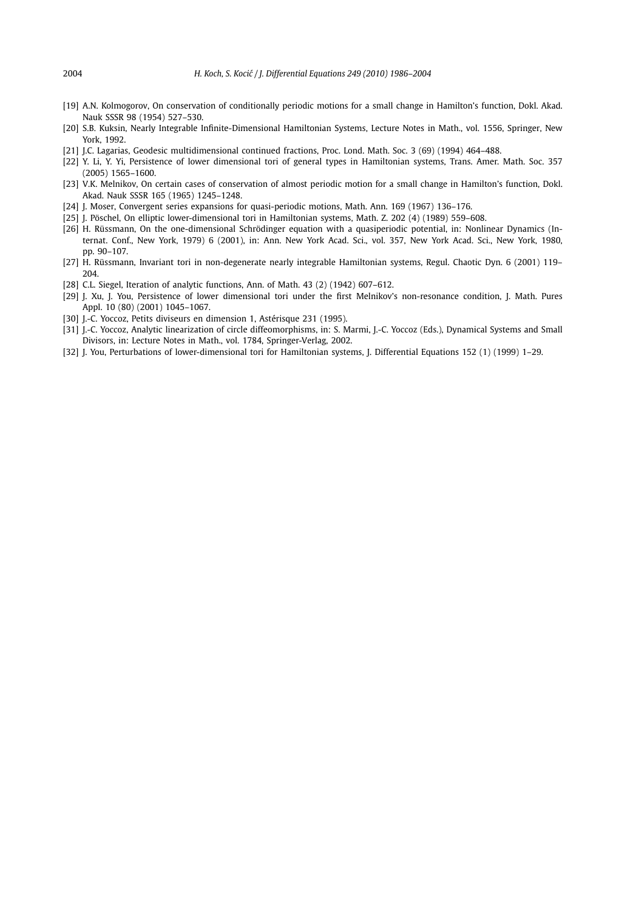[19] A.N. Kolmogorov, On conservation of conditionally periodic motions for a small change in Hamilton's function, Dokl. Akad. Nauk SSSR 98 (1954) 527–530.

[20] S.B. Kuksin, Nearly Integrable Infinite-Dimensional Hamiltonian Systems, Lecture Notes in Math., vol. 1556, Springer, New York, 1992.

[21] J.C. Lagarias, Geodesic multidimensional continued fractions, Proc. Lond. Math. Soc. 3 (69) (1994) 464–488.

[22] Y. Li, Y. Yi, Persistence of lower dimensional tori of general types in Hamiltonian systems, Trans. Amer. Math. Soc. 357 (2005) 1565–1600.

[23] V.K. Melnikov, On certain cases of conservation of almost periodic motion for a small change in Hamilton's function, Dokl. Akad. Nauk SSSR 165 (1965) 1245–1248.

[24] J. Moser, Convergent series expansions for quasi-periodic motions, Math. Ann. 169 (1967) 136–176.

[25] J. Pöschel, On elliptic lower-dimensional tori in Hamiltonian systems, Math. Z. 202 (4) (1989) 559–608.

[26] H. Rüssmann, On the one-dimensional Schrödinger equation with a quasiperiodic potential, in: Nonlinear Dynamics (Internat. Conf., New York, 1979) 6 (2001), in: Ann. New York Acad. Sci., vol. 357, New York Acad. Sci., New York, 1980, pp. 90–107.

[27] H. Rüssmann, Invariant tori in non-degenerate nearly integrable Hamiltonian systems, Regul. Chaotic Dyn. 6 (2001) 119–204.

[28] C.L. Siegel, Iteration of analytic functions, Ann. of Math. 43 (2) (1942) 607–612.

[29] J. Xu, J. You, Persistence of lower dimensional tori under the first Melnikov's non-resonance condition, J. Math. Pures Appl. 10 (80) (2001) 1045–1067.

[30] J.-C. Yoccoz, Petits diviseurs en dimension 1, Astérisque 231 (1995).

[31] J.-C. Yoccoz, Analytic linearization of circle diffeomorphisms, in: S. Marmi, J.-C. Yoccoz (Eds.), Dynamical Systems and Small Divisors, in: Lecture Notes in Math., vol. 1784, Springer-Verlag, 2002.

[32] J. You, Perturbations of lower-dimensional tori for Hamiltonian systems, J. Differential Equations 152 (1) (1999) 1–29.